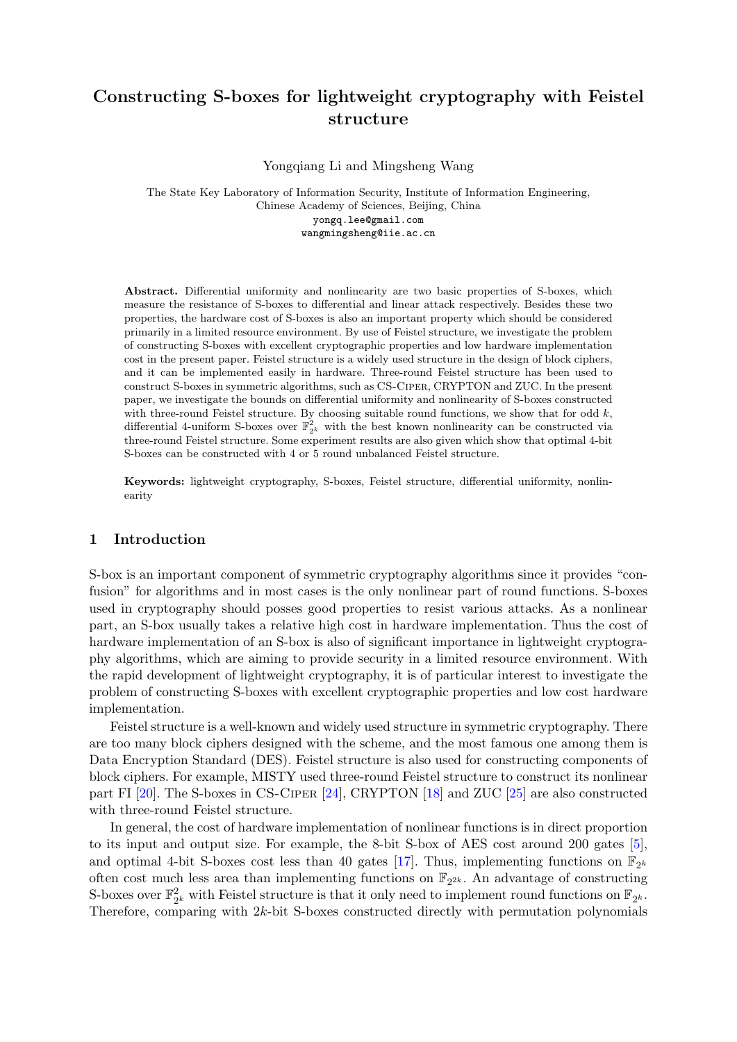# Constructing S-boxes for lightweight cryptography with Feistel structure

Yongqiang Li and Mingsheng Wang

The State Key Laboratory of Information Security, Institute of Information Engineering, Chinese Academy of Sciences, Beijing, China
yongq.lee@gmail.com
wangmingsheng@iie.ac.cn

**Abstract.** Differential uniformity and nonlinearity are two basic properties of S-boxes, which measure the resistance of S-boxes to differential and linear attack respectively. Besides these two properties, the hardware cost of S-boxes is also an important property which should be considered primarily in a limited resource environment. By use of Feistel structure, we investigate the problem of constructing S-boxes with excellent cryptographic properties and low hardware implementation cost in the present paper. Feistel structure is a widely used structure in the design of block ciphers, and it can be implemented easily in hardware. Three-round Feistel structure has been used to construct S-boxes in symmetric algorithms, such as CS-Ciper, CRYPTON and ZUC. In the present paper, we investigate the bounds on differential uniformity and nonlinearity of S-boxes constructed with three-round Feistel structure. By choosing suitable round functions, we show that for odd $k$, differential 4-uniform S-boxes over $\mathbb{F}_{2^k}^2$ with the best known nonlinearity can be constructed via three-round Feistel structure. Some experiment results are also given which show that optimal 4-bit S-boxes can be constructed with 4 or 5 round unbalanced Feistel structure.

**Keywords:** lightweight cryptography, S-boxes, Feistel structure, differential uniformity, nonlinearity

## 1 Introduction

S-box is an important component of symmetric cryptography algorithms since it provides "confusion" for algorithms and in most cases is the only nonlinear part of round functions. S-boxes used in cryptography should posses good properties to resist various attacks. As a nonlinear part, an S-box usually takes a relative high cost in hardware implementation. Thus the cost of hardware implementation of an S-box is also of significant importance in lightweight cryptography algorithms, which are aiming to provide security in a limited resource environment. With the rapid development of lightweight cryptography, it is of particular interest to investigate the problem of constructing S-boxes with excellent cryptographic properties and low cost hardware implementation.

Feistel structure is a well-known and widely used structure in symmetric cryptography. There are too many block ciphers designed with the scheme, and the most famous one among them is Data Encryption Standard (DES). Feistel structure is also used for constructing components of block ciphers. For example, MISTY used three-round Feistel structure to construct its nonlinear part FI [20]. The S-boxes in CS-Ciper [24], CRYPTON [18] and ZUC [25] are also constructed with three-round Feistel structure.

In general, the cost of hardware implementation of nonlinear functions is in direct proportion to its input and output size. For example, the 8-bit S-box of AES cost around 200 gates [5], and optimal 4-bit S-boxes cost less than 40 gates [17]. Thus, implementing functions on $\mathbb{F}_{2^k}$ often cost much less area than implementing functions on $\mathbb{F}_{2^{2k}}$. An advantage of constructing S-boxes over $\mathbb{F}_{2^k}^2$ with Feistel structure is that it only need to implement round functions on $\mathbb{F}_{2^k}$. Therefore, comparing with $2k$-bit S-boxes constructed directly with permutation polynomials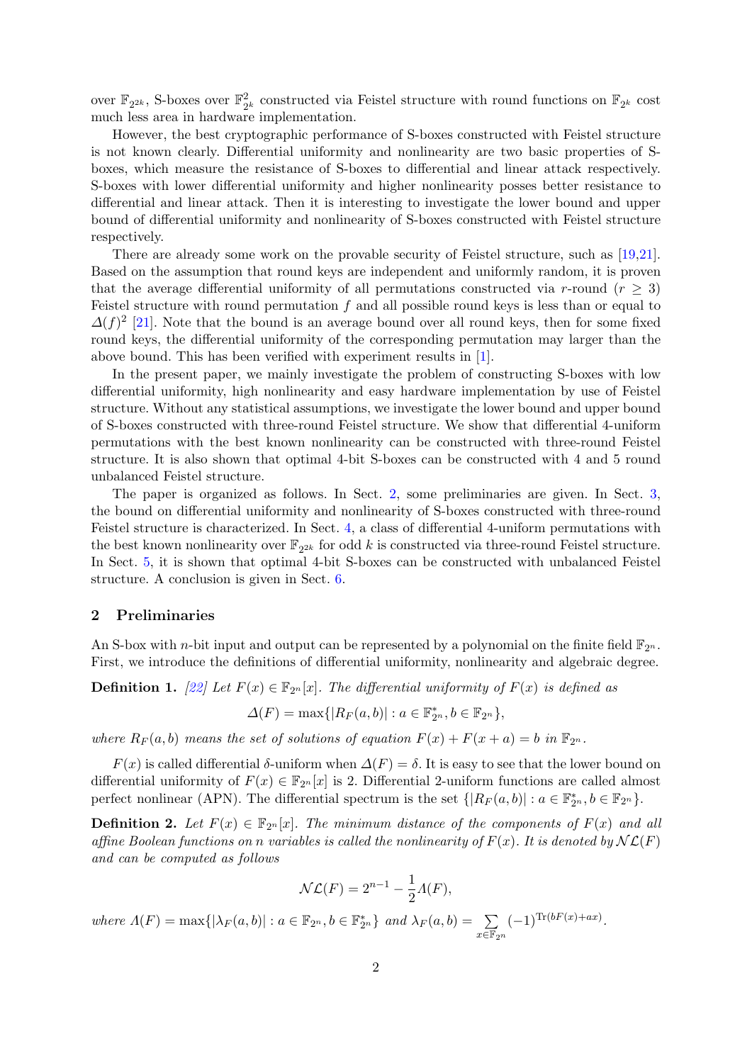over $\mathbb{F}_{2^{2k}}$, S-boxes over $\mathbb{F}_{2^k}^2$ constructed via Feistel structure with round functions on $\mathbb{F}_{2^k}$ cost much less area in hardware implementation.

However, the best cryptographic performance of S-boxes constructed with Feistel structure is not known clearly. Differential uniformity and nonlinearity are two basic properties of S-boxes, which measure the resistance of S-boxes to differential and linear attack respectively. S-boxes with lower differential uniformity and higher nonlinearity posses better resistance to differential and linear attack. Then it is interesting to investigate the lower bound and upper bound of differential uniformity and nonlinearity of S-boxes constructed with Feistel structure respectively.

There are already some work on the provable security of Feistel structure, such as [19,21]. Based on the assumption that round keys are independent and uniformly random, it is proven that the average differential uniformity of all permutations constructed via $r$-round ($r \geq 3$) Feistel structure with round permutation $f$ and all possible round keys is less than or equal to $\Delta(f)^2$ [21]. Note that the bound is an average bound over all round keys, then for some fixed round keys, the differential uniformity of the corresponding permutation may larger than the above bound. This has been verified with experiment results in [1].

In the present paper, we mainly investigate the problem of constructing S-boxes with low differential uniformity, high nonlinearity and easy hardware implementation by use of Feistel structure. Without any statistical assumptions, we investigate the lower bound and upper bound of S-boxes constructed with three-round Feistel structure. We show that differential 4-uniform permutations with the best known nonlinearity can be constructed with three-round Feistel structure. It is also shown that optimal 4-bit S-boxes can be constructed with 4 and 5 round unbalanced Feistel structure.

The paper is organized as follows. In Sect. 2, some preliminaries are given. In Sect. 3, the bound on differential uniformity and nonlinearity of S-boxes constructed with three-round Feistel structure is characterized. In Sect. 4, a class of differential 4-uniform permutations with the best known nonlinearity over $\mathbb{F}_{2^{2k}}$ for odd $k$ is constructed via three-round Feistel structure. In Sect. 5, it is shown that optimal 4-bit S-boxes can be constructed with unbalanced Feistel structure. A conclusion is given in Sect. 6.

## 2 Preliminaries

An S-box with $n$-bit input and output can be represented by a polynomial on the finite field $\mathbb{F}_{2^n}$. First, we introduce the definitions of differential uniformity, nonlinearity and algebraic degree.

**Definition 1.** *[22] Let $F(x) \in \mathbb{F}_{2^n}[x]$. The differential uniformity of $F(x)$ is defined as*

$$\Delta(F) = \max\{|R_F(a,b)| : a \in \mathbb{F}_{2^n}^*, b \in \mathbb{F}_{2^n}\},$$

*where $R_F(a,b)$ means the set of solutions of equation $F(x) + F(x+a) = b$ in $\mathbb{F}_{2^n}$.*

$F(x)$ is called differential $\delta$-uniform when $\Delta(F) = \delta$. It is easy to see that the lower bound on differential uniformity of $F(x) \in \mathbb{F}_{2^n}[x]$ is 2. Differential 2-uniform functions are called almost perfect nonlinear (APN). The differential spectrum is the set $\{|R_F(a,b)| : a \in \mathbb{F}_{2^n}^*, b \in \mathbb{F}_{2^n}\}$.

**Definition 2.** *Let $F(x) \in \mathbb{F}_{2^n}[x]$. The minimum distance of the components of $F(x)$ and all affine Boolean functions on $n$ variables is called the nonlinearity of $F(x)$. It is denoted by $\mathcal{NL}(F)$ and can be computed as follows*

$$\mathcal{NL}(F) = 2^{n-1} - \frac{1}{2}\Lambda(F),$$

*where $\Lambda(F) = \max\{|\lambda_F(a,b)| : a \in \mathbb{F}_{2^n}, b \in \mathbb{F}_{2^n}^*\}$ and $\lambda_F(a,b) = \sum_{x\in\mathbb{F}_{2^n}} (-1)^{\mathrm{Tr}(bF(x)+ax)}$.*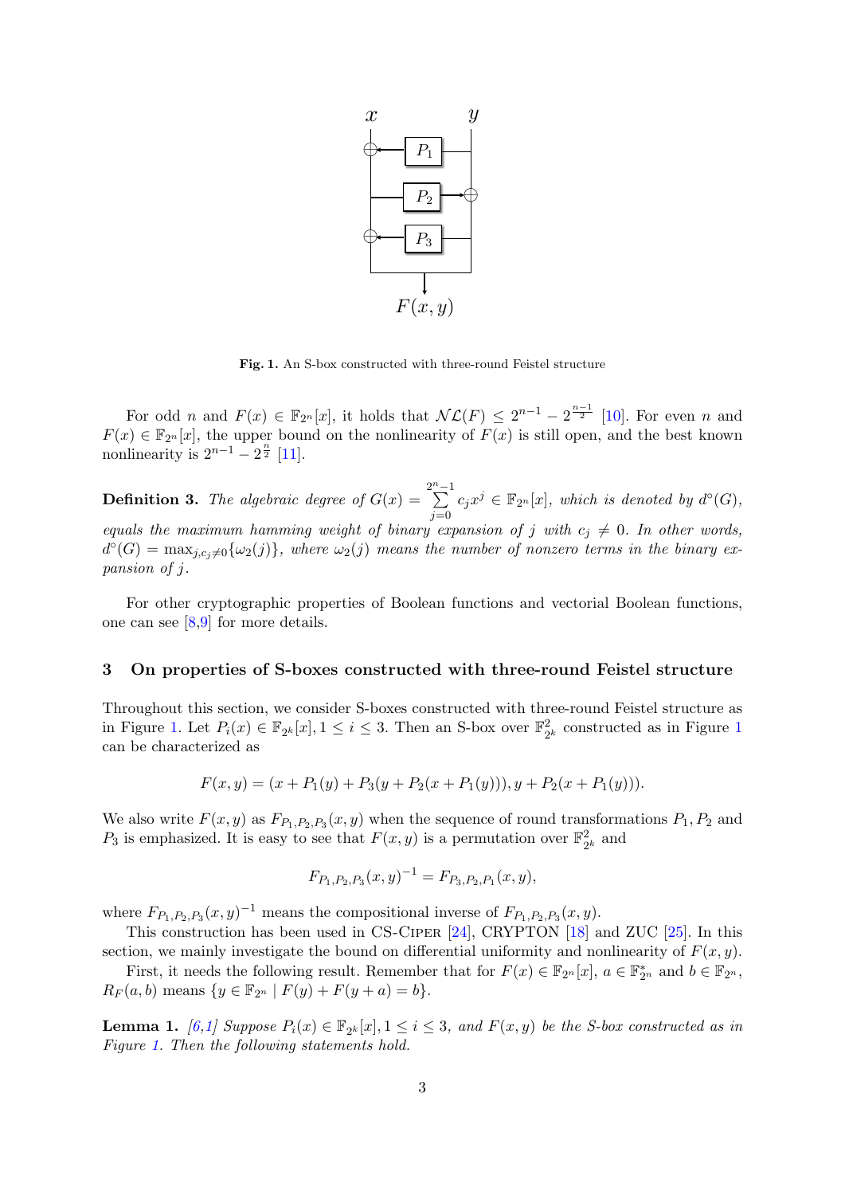x y

$P_1$

$P_2$

$P_3$

$F(x, y)$

**Fig. 1.** An S-box constructed with three-round Feistel structure

For odd $n$ and $F(x) \in \mathbb{F}_{2^n}[x]$, it holds that $\mathcal{NL}(F) \leq 2^{n-1} - 2^{\frac{n-1}{2}}$ [10]. For even $n$ and $F(x) \in \mathbb{F}_{2^n}[x]$, the upper bound on the nonlinearity of $F(x)$ is still open, and the best known nonlinearity is $2^{n-1} - 2^{\frac{n}{2}}$ [11].

**Definition 3.** *The algebraic degree of* $G(x) = \sum_{j=0}^{2^n-1} c_j x^j \in \mathbb{F}_{2^n}[x]$*, which is denoted by* $d^\circ(G)$*, equals the maximum hamming weight of binary expansion of* $j$ *with* $c_j \neq 0$*. In other words,* $d^\circ(G) = \max_{j, c_j \neq 0}\{\omega_2(j)\}$*, where* $\omega_2(j)$ *means the number of nonzero terms in the binary expansion of* $j$*.*

For other cryptographic properties of Boolean functions and vectorial Boolean functions, one can see [8,9] for more details.

## 3 On properties of S-boxes constructed with three-round Feistel structure

Throughout this section, we consider S-boxes constructed with three-round Feistel structure as in Figure 1. Let $P_i(x) \in \mathbb{F}_{2^k}[x], 1 \leq i \leq 3$. Then an S-box over $\mathbb{F}_{2^k}^2$ constructed as in Figure 1 can be characterized as

$$F(x, y) = (x + P_1(y) + P_3(y + P_2(x + P_1(y))), y + P_2(x + P_1(y))).$$

We also write $F(x, y)$ as $F_{P_1,P_2,P_3}(x, y)$ when the sequence of round transformations $P_1, P_2$ and $P_3$ is emphasized. It is easy to see that $F(x, y)$ is a permutation over $\mathbb{F}_{2^k}^2$ and

$$F_{P_1,P_2,P_3}(x, y)^{-1} = F_{P_3,P_2,P_1}(x, y),$$

where $F_{P_1,P_2,P_3}(x, y)^{-1}$ means the compositional inverse of $F_{P_1,P_2,P_3}(x, y)$.

This construction has been used in CS-Ciper [24], CRYPTON [18] and ZUC [25]. In this section, we mainly investigate the bound on differential uniformity and nonlinearity of $F(x, y)$.

First, it needs the following result. Remember that for $F(x) \in \mathbb{F}_{2^n}[x]$, $a \in \mathbb{F}_{2^n}^*$ and $b \in \mathbb{F}_{2^n}$, $R_F(a, b)$ means $\{y \in \mathbb{F}_{2^n} \mid F(y) + F(y + a) = b\}$.

**Lemma 1.** *[6,1] Suppose* $P_i(x) \in \mathbb{F}_{2^k}[x], 1 \leq i \leq 3$*, and* $F(x, y)$ *be the S-box constructed as in Figure 1. Then the following statements hold.*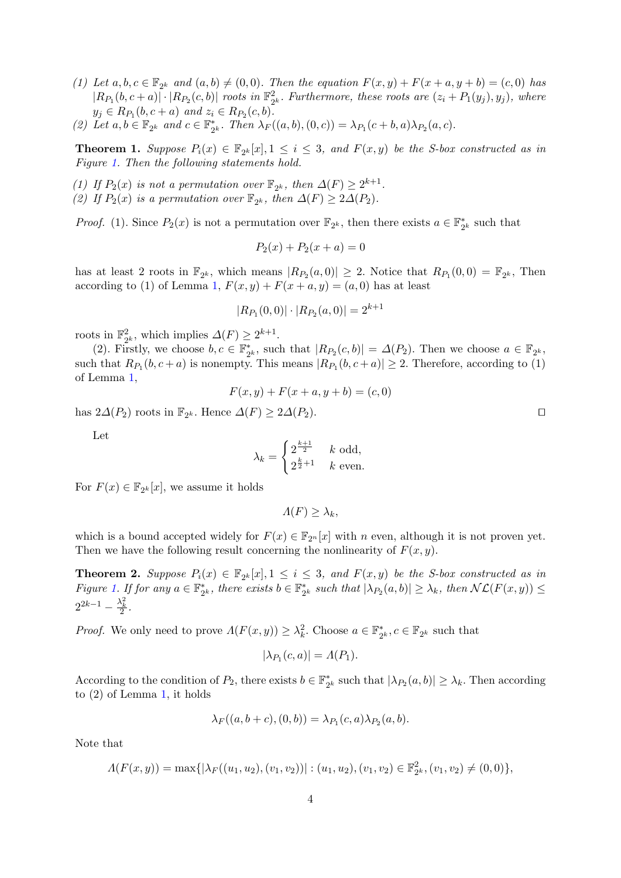(1) Let $a, b, c \in \mathbb{F}_{2^k}$ and $(a, b) \neq (0, 0)$. Then the equation $F(x, y) + F(x + a, y + b) = (c, 0)$ has $|R_{P_1}(b, c + a)| \cdot |R_{P_2}(c, b)|$ roots in $\mathbb{F}_{2^k}^2$. Furthermore, these roots are $(z_i + P_1(y_j), y_j)$, where $y_j \in R_{P_1}(b, c + a)$ and $z_i \in R_{P_2}(c, b)$.

(2) Let $a, b \in \mathbb{F}_{2^k}$ and $c \in \mathbb{F}_{2^k}^*$. Then $\lambda_F((a, b), (0, c)) = \lambda_{P_1}(c + b, a)\lambda_{P_2}(a, c)$.

**Theorem 1.** *Suppose $P_i(x) \in \mathbb{F}_{2^k}[x], 1 \leq i \leq 3$, and $F(x, y)$ be the S-box constructed as in Figure 1. Then the following statements hold.*

*(1) If $P_2(x)$ is not a permutation over $\mathbb{F}_{2^k}$, then $\Delta(F) \geq 2^{k+1}$.*

*(2) If $P_2(x)$ is a permutation over $\mathbb{F}_{2^k}$, then $\Delta(F) \geq 2\Delta(P_2)$.*

*Proof.* (1). Since $P_2(x)$ is not a permutation over $\mathbb{F}_{2^k}$, then there exists $a \in \mathbb{F}_{2^k}^*$ such that

$$P_2(x) + P_2(x + a) = 0$$

has at least 2 roots in $\mathbb{F}_{2^k}$, which means $|R_{P_2}(a, 0)| \geq 2$. Notice that $R_{P_1}(0, 0) = \mathbb{F}_{2^k}$, Then according to (1) of Lemma 1, $F(x, y) + F(x + a, y) = (a, 0)$ has at least

$$|R_{P_1}(0, 0)| \cdot |R_{P_2}(a, 0)| = 2^{k+1}$$

roots in $\mathbb{F}_{2^k}^2$, which implies $\Delta(F) \geq 2^{k+1}$.

(2). Firstly, we choose $b, c \in \mathbb{F}_{2^k}^*$, such that $|R_{P_2}(c, b)| = \Delta(P_2)$. Then we choose $a \in \mathbb{F}_{2^k}$, such that $R_{P_1}(b, c + a)$ is nonempty. This means $|R_{P_1}(b, c + a)| \geq 2$. Therefore, according to (1) of Lemma 1,

$$F(x, y) + F(x + a, y + b) = (c, 0)$$

has $2\Delta(P_2)$ roots in $\mathbb{F}_{2^k}$. Hence $\Delta(F) \geq 2\Delta(P_2)$. □

Let

$$\lambda_k = \begin{cases} 2^{\frac{k+1}{2}} & k \text{ odd}, \\ 2^{\frac{k}{2}+1} & k \text{ even}. \end{cases}$$

For $F(x) \in \mathbb{F}_{2^k}[x]$, we assume it holds

$$\Lambda(F) \geq \lambda_k,$$

which is a bound accepted widely for $F(x) \in \mathbb{F}_{2^n}[x]$ with $n$ even, although it is not proven yet. Then we have the following result concerning the nonlinearity of $F(x, y)$.

**Theorem 2.** *Suppose $P_i(x) \in \mathbb{F}_{2^k}[x], 1 \leq i \leq 3$, and $F(x, y)$ be the S-box constructed as in Figure 1. If for any $a \in \mathbb{F}_{2^k}^*$, there exists $b \in \mathbb{F}_{2^k}^*$ such that $|\lambda_{P_2}(a, b)| \geq \lambda_k$, then $\mathcal{NL}(F(x, y)) \leq 2^{2k-1} - \frac{\lambda_k^2}{2}$.*

*Proof.* We only need to prove $\Lambda(F(x, y)) \geq \lambda_k^2$. Choose $a \in \mathbb{F}_{2^k}^*, c \in \mathbb{F}_{2^k}$ such that

$$|\lambda_{P_1}(c, a)| = \Lambda(P_1).$$

According to the condition of $P_2$, there exists $b \in \mathbb{F}_{2^k}^*$ such that $|\lambda_{P_2}(a, b)| \geq \lambda_k$. Then according to (2) of Lemma 1, it holds

$$\lambda_F((a, b + c), (0, b)) = \lambda_{P_1}(c, a)\lambda_{P_2}(a, b).$$

Note that

$$\Lambda(F(x, y)) = \max\{|\lambda_F((u_1, u_2), (v_1, v_2))| : (u_1, u_2), (v_1, v_2) \in \mathbb{F}_{2^k}^2, (v_1, v_2) \neq (0, 0)\},$$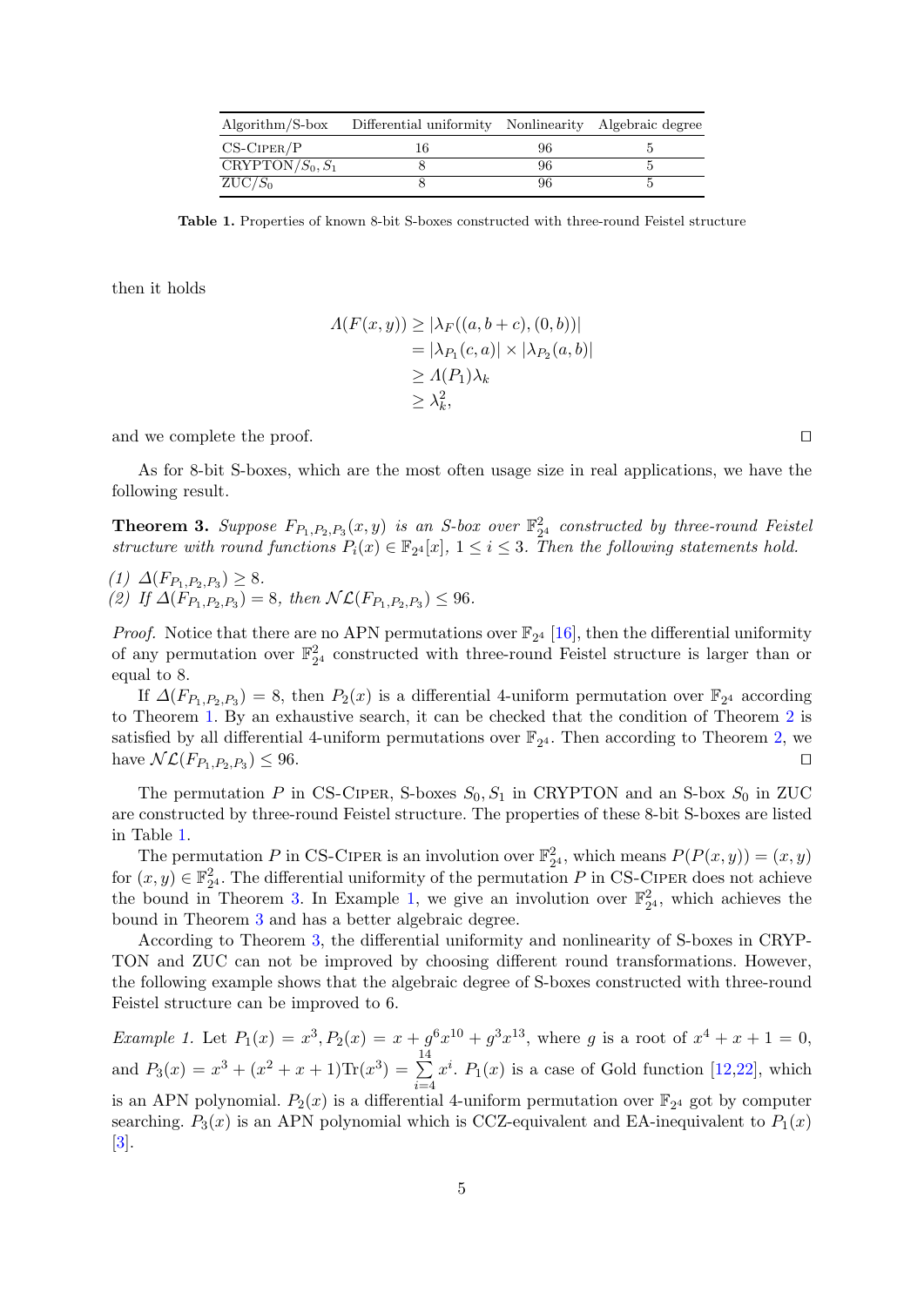| Algorithm/S-box | Differential uniformity | Nonlinearity | Algebraic degree |
|---|---|---|---|
| CS-CIPER/P | 16 | 96 | 5 |
| CRYPTON/$S_0, S_1$ | 8 | 96 | 5 |
| ZUC/$S_0$ | 8 | 96 | 5 |

**Table 1.** Properties of known 8-bit S-boxes constructed with three-round Feistel structure

then it holds

$$\begin{aligned}
\Lambda(F(x,y)) &\geq |\lambda_F((a, b+c),(0,b))| \\
&= |\lambda_{P_1}(c,a)| \times |\lambda_{P_2}(a,b)| \\
&\geq \Lambda(P_1)\lambda_k \\
&\geq \lambda_k^2,
\end{aligned}$$

and we complete the proof. □

As for 8-bit S-boxes, which are the most often usage size in real applications, we have the following result.

**Theorem 3.** *Suppose $F_{P_1,P_2,P_3}(x,y)$ is an S-box over $\mathbb{F}_{2^4}^2$ constructed by three-round Feistel structure with round functions $P_i(x) \in \mathbb{F}_{2^4}[x]$, $1 \leq i \leq 3$. Then the following statements hold.*

*(1)* $\Delta(F_{P_1,P_2,P_3}) \geq 8$.
*(2) If* $\Delta(F_{P_1,P_2,P_3}) = 8$, *then* $\mathcal{NL}(F_{P_1,P_2,P_3}) \leq 96$.

*Proof.* Notice that there are no APN permutations over $\mathbb{F}_{2^4}$ [16], then the differential uniformity of any permutation over $\mathbb{F}_{2^4}^2$ constructed with three-round Feistel structure is larger than or equal to 8.

If $\Delta(F_{P_1,P_2,P_3}) = 8$, then $P_2(x)$ is a differential 4-uniform permutation over $\mathbb{F}_{2^4}$ according to Theorem 1. By an exhaustive search, it can be checked that the condition of Theorem 2 is satisfied by all differential 4-uniform permutations over $\mathbb{F}_{2^4}$. Then according to Theorem 2, we have $\mathcal{NL}(F_{P_1,P_2,P_3}) \leq 96$. □

The permutation $P$ in CS-CIPER, S-boxes $S_0, S_1$ in CRYPTON and an S-box $S_0$ in ZUC are constructed by three-round Feistel structure. The properties of these 8-bit S-boxes are listed in Table 1.

The permutation $P$ in CS-CIPER is an involution over $\mathbb{F}_{2^4}^2$, which means $P(P(x,y)) = (x,y)$ for $(x,y) \in \mathbb{F}_{2^4}^2$. The differential uniformity of the permutation $P$ in CS-CIPER does not achieve the bound in Theorem 3. In Example 1, we give an involution over $\mathbb{F}_{2^4}^2$, which achieves the bound in Theorem 3 and has a better algebraic degree.

According to Theorem 3, the differential uniformity and nonlinearity of S-boxes in CRYPTON and ZUC can not be improved by choosing different round transformations. However, the following example shows that the algebraic degree of S-boxes constructed with three-round Feistel structure can be improved to 6.

*Example 1.* Let $P_1(x) = x^3, P_2(x) = x + g^6x^{10} + g^3x^{13}$, where $g$ is a root of $x^4 + x + 1 = 0$, and $P_3(x) = x^3 + (x^2 + x + 1)\mathrm{Tr}(x^3) = \sum_{i=4}^{14} x^i$. $P_1(x)$ is a case of Gold function [12,22], which is an APN polynomial. $P_2(x)$ is a differential 4-uniform permutation over $\mathbb{F}_{2^4}$ got by computer searching. $P_3(x)$ is an APN polynomial which is CCZ-equivalent and EA-inequivalent to $P_1(x)$ [3].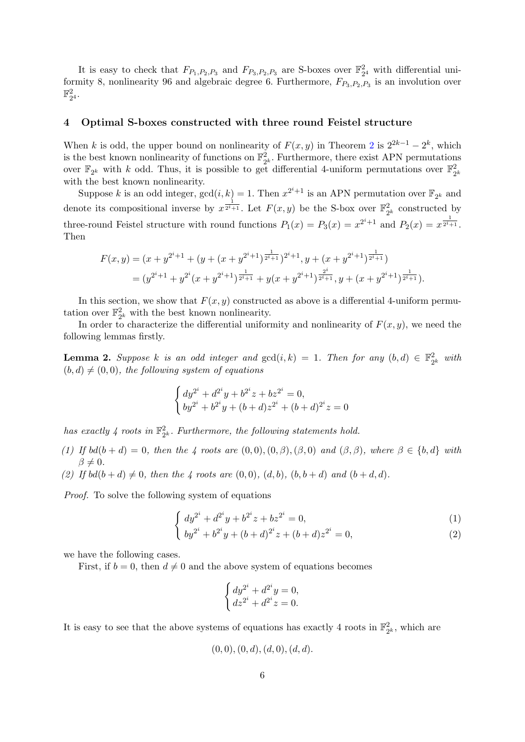It is easy to check that $F_{P_1,P_2,P_3}$ and $F_{P_3,P_2,P_3}$ are S-boxes over $\mathbb{F}_{2^4}^2$ with differential uniformity 8, nonlinearity 96 and algebraic degree 6. Furthermore, $F_{P_3,P_2,P_3}$ is an involution over $\mathbb{F}_{2^4}^2$.

## 4 Optimal S-boxes constructed with three round Feistel structure

When $k$ is odd, the upper bound on nonlinearity of $F(x,y)$ in Theorem 2 is $2^{2k-1} - 2^k$, which is the best known nonlinearity of functions on $\mathbb{F}_{2^k}^2$. Furthermore, there exist APN permutations over $\mathbb{F}_{2^k}$ with $k$ odd. Thus, it is possible to get differential 4-uniform permutations over $\mathbb{F}_{2^k}^2$ with the best known nonlinearity.

Suppose $k$ is an odd integer, $\gcd(i,k) = 1$. Then $x^{2^i+1}$ is an APN permutation over $\mathbb{F}_{2^k}$ and denote its compositional inverse by $x^{\frac{1}{2^i+1}}$. Let $F(x,y)$ be the S-box over $\mathbb{F}_{2^k}^2$ constructed by three-round Feistel structure with round functions $P_1(x) = P_3(x) = x^{2^i+1}$ and $P_2(x) = x^{\frac{1}{2^i+1}}$. Then

$$
\begin{aligned}
F(x,y) &= (x + y^{2^i+1} + (y + (x + y^{2^i+1})^{\frac{1}{2^i+1}})^{2^i+1}, y + (x + y^{2^i+1})^{\frac{1}{2^i+1}}) \\
&= (y^{2^i+1} + y^{2^i}(x + y^{2^i+1})^{\frac{1}{2^i+1}} + y(x + y^{2^i+1})^{\frac{2^i}{2^i+1}}, y + (x + y^{2^i+1})^{\frac{1}{2^i+1}}).
\end{aligned}
$$

In this section, we show that $F(x,y)$ constructed as above is a differential 4-uniform permutation over $\mathbb{F}_{2^k}^2$ with the best known nonlinearity.

In order to characterize the differential uniformity and nonlinearity of $F(x,y)$, we need the following lemmas firstly.

**Lemma 2.** *Suppose $k$ is an odd integer and $\gcd(i,k) = 1$. Then for any $(b,d) \in \mathbb{F}_{2^k}^2$ with $(b,d) \neq (0,0)$, the following system of equations*

$$
\begin{cases}
dy^{2^i} + d^{2^i}y + b^{2^i}z + bz^{2^i} = 0, \\
by^{2^i} + b^{2^i}y + (b+d)z^{2^i} + (b+d)^{2^i}z = 0
\end{cases}
$$

*has exactly 4 roots in $\mathbb{F}_{2^k}^2$. Furthermore, the following statements hold.*

*(1) If $bd(b+d) = 0$, then the 4 roots are $(0,0), (0,\beta), (\beta,0)$ and $(\beta,\beta)$, where $\beta \in \{b,d\}$ with $\beta \neq 0$.*

*(2) If $bd(b+d) \neq 0$, then the 4 roots are $(0,0)$, $(d,b)$, $(b,b+d)$ and $(b+d,d)$.*

*Proof.* To solve the following system of equations

$$
\begin{cases}
dy^{2^i} + d^{2^i}y + b^{2^i}z + bz^{2^i} = 0, & (1) \\
by^{2^i} + b^{2^i}y + (b+d)^{2^i}z + (b+d)z^{2^i} = 0, & (2)
\end{cases}
$$

we have the following cases.

First, if $b = 0$, then $d \neq 0$ and the above system of equations becomes

$$
\begin{cases}
dy^{2^i} + d^{2^i}y = 0, \\
dz^{2^i} + d^{2^i}z = 0.
\end{cases}
$$

It is easy to see that the above systems of equations has exactly 4 roots in $\mathbb{F}_{2^k}^2$, which are

$$
(0,0), (0,d), (d,0), (d,d).
$$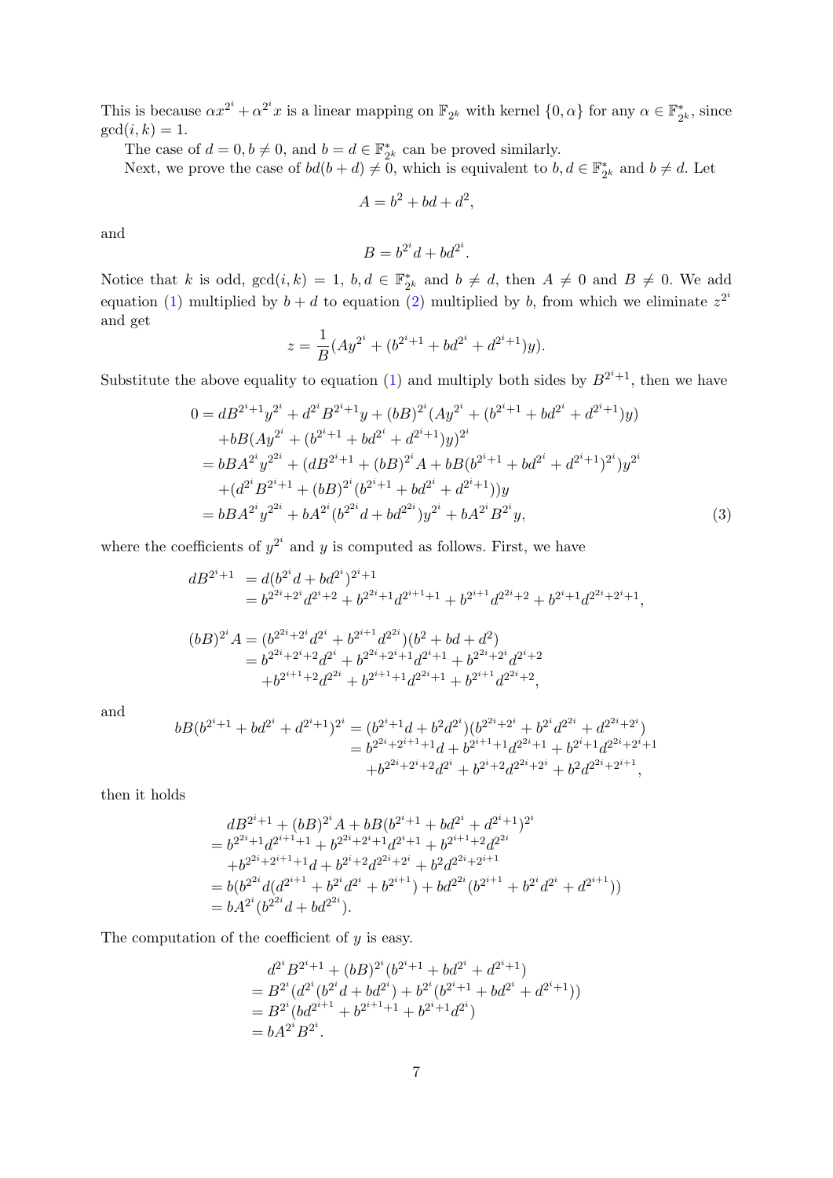This is because $\alpha x^{2^i} + \alpha^{2^i} x$ is a linear mapping on $\mathbb{F}_{2^k}$ with kernel $\{0, \alpha\}$ for any $\alpha \in \mathbb{F}_{2^k}^*$, since $\gcd(i,k) = 1$.

The case of $d = 0, b \neq 0$, and $b = d \in \mathbb{F}_{2^k}^*$ can be proved similarly.

Next, we prove the case of $bd(b+d) \neq 0$, which is equivalent to $b, d \in \mathbb{F}_{2^k}^*$ and $b \neq d$. Let

$$A = b^2 + bd + d^2,$$

and

$$B = b^{2^i} d + b d^{2^i}.$$

Notice that $k$ is odd, $\gcd(i,k) = 1$, $b, d \in \mathbb{F}_{2^k}^*$ and $b \neq d$, then $A \neq 0$ and $B \neq 0$. We add equation (1) multiplied by $b + d$ to equation (2) multiplied by $b$, from which we eliminate $z^{2^i}$ and get

$$z = \frac{1}{B}(A y^{2^i} + (b^{2^i+1} + b d^{2^i} + d^{2^i+1}) y).$$

Substitute the above equality to equation (1) and multiply both sides by $B^{2^i+1}$, then we have

$$\begin{aligned}
0 &= d B^{2^i+1} y^{2^i} + d^{2^i} B^{2^i+1} y + (bB)^{2^i}(A y^{2^i} + (b^{2^i+1} + b d^{2^i} + d^{2^i+1}) y) \\
&\quad + bB(A y^{2^i} + (b^{2^i+1} + b d^{2^i} + d^{2^i+1}) y)^{2^i} \\
&= bBA^{2^i} y^{2^{2i}} + (d B^{2^i+1} + (bB)^{2^i} A + bB(b^{2^i+1} + b d^{2^i} + d^{2^i+1})^{2^i}) y^{2^i} \\
&\quad + (d^{2^i} B^{2^i+1} + (bB)^{2^i}(b^{2^i+1} + b d^{2^i} + d^{2^i+1})) y \\
&= bBA^{2^i} y^{2^{2i}} + bA^{2^i}(b^{2^{2i}} d + b d^{2^{2i}}) y^{2^i} + bA^{2^i} B^{2^i} y, \qquad (3)
\end{aligned}$$

where the coefficients of $y^{2^i}$ and $y$ is computed as follows. First, we have

$$\begin{aligned}
d B^{2^i+1} &= d(b^{2^i} d + b d^{2^i})^{2^i+1} \\
&= b^{2^{2i}+2^i} d^{2^i+2} + b^{2^{2i}+1} d^{2^{i+1}+1} + b^{2^{i+1}} d^{2^{2i}+2} + b^{2^i+1} d^{2^{2i}+2^i+1},
\end{aligned}$$

$$\begin{aligned}
(bB)^{2^i} A &= (b^{2^{2i}+2^i} d^{2^i} + b^{2^{i+1}} d^{2^{2i}})(b^2 + bd + d^2) \\
&= b^{2^{2i}+2^i+2} d^{2^i} + b^{2^{2i}+2^i+1} d^{2^i+1} + b^{2^{2i}+2^i} d^{2^i+2} \\
&\quad + b^{2^{i+1}+2} d^{2^{2i}} + b^{2^{i+1}+1} d^{2^{2i}+1} + b^{2^{i+1}} d^{2^{2i}+2},
\end{aligned}$$

and

$$\begin{aligned}
bB(b^{2^i+1} + b d^{2^i} + d^{2^i+1})^{2^i} &= (b^{2^i+1} d + b^2 d^{2^i})(b^{2^{2i}+2^i} + b^{2^i} d^{2^{2i}} + d^{2^{2i}+2^i}) \\
&= b^{2^{2i}+2^{i+1}+1} d + b^{2^{i+1}+1} d^{2^{2i}+1} + b^{2^i+1} d^{2^{2i}+2^i+1} \\
&\quad + b^{2^{2i}+2^i+2} d^{2^i} + b^{2^i+2} d^{2^{2i}+2^i} + b^2 d^{2^{2i}+2^{i+1}},
\end{aligned}$$

then it holds

$$\begin{aligned}
&d B^{2^i+1} + (bB)^{2^i} A + bB(b^{2^i+1} + b d^{2^i} + d^{2^i+1})^{2^i} \\
&= b^{2^{2i}+1} d^{2^{i+1}+1} + b^{2^{2i}+2^i+1} d^{2^i+1} + b^{2^{i+1}+2} d^{2^{2i}} \\
&\quad + b^{2^{2i}+2^{i+1}+1} d + b^{2^i+2} d^{2^{2i}+2^i} + b^2 d^{2^{2i}+2^{i+1}} \\
&= b(b^{2^{2i}} d(d^{2^{i+1}} + b^{2^i} d^{2^i} + b^{2^{i+1}}) + b d^{2^{2i}}(b^{2^{i+1}} + b^{2^i} d^{2^i} + d^{2^{i+1}})) \\
&= bA^{2^i}(b^{2^{2i}} d + b d^{2^{2i}}).
\end{aligned}$$

The computation of the coefficient of $y$ is easy.

$$\begin{aligned}
&d^{2^i} B^{2^i+1} + (bB)^{2^i}(b^{2^i+1} + b d^{2^i} + d^{2^i+1}) \\
&= B^{2^i}(d^{2^i}(b^{2^i} d + b d^{2^i}) + b^{2^i}(b^{2^i+1} + b d^{2^i} + d^{2^i+1})) \\
&= B^{2^i}(b d^{2^{i+1}} + b^{2^{i+1}+1} + b^{2^i+1} d^{2^i}) \\
&= bA^{2^i} B^{2^i}.
\end{aligned}$$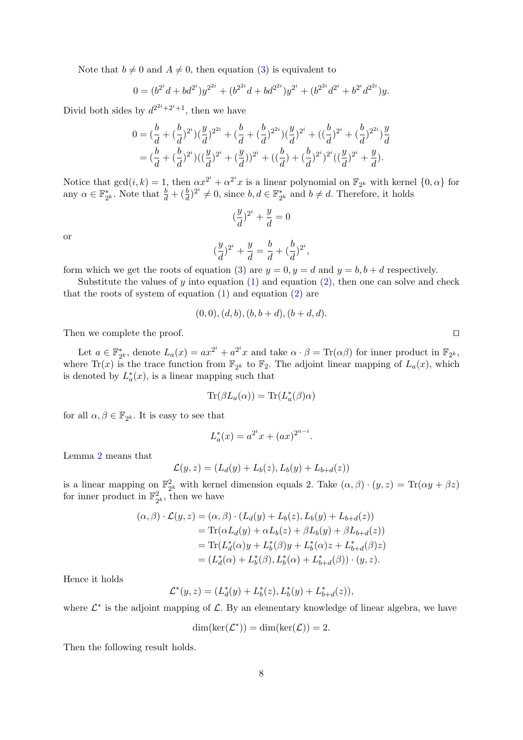Note that $b \neq 0$ and $A \neq 0$, then equation (3) is equivalent to

$$0 = (b^{2^i}d + bd^{2^i})y^{2^{2i}} + (b^{2^{2i}}d + bd^{2^{2i}})y^{2^i} + (b^{2^{2i}}d^{2^i} + b^{2^i}d^{2^{2i}})y.$$

Divid both sides by $d^{2^{2i}+2^i+1}$, then we have

$$\begin{aligned}
0 &= (\frac{b}{d} + (\frac{b}{d})^{2^i})(\frac{y}{d})^{2^{2i}} + (\frac{b}{d} + (\frac{b}{d})^{2^{2i}})(\frac{y}{d})^{2^i} + ((\frac{b}{d})^{2^i} + (\frac{b}{d})^{2^{2i}})\frac{y}{d} \\
&= (\frac{b}{d} + (\frac{b}{d})^{2^i})((\frac{y}{d})^{2^i} + (\frac{y}{d}))^{2^i} + ((\frac{b}{d}) + (\frac{b}{d})^{2^i})^{2^i}((\frac{y}{d})^{2^i} + \frac{y}{d}).
\end{aligned}$$

Notice that $\gcd(i,k) = 1$, then $\alpha x^{2^i} + \alpha^{2^i}x$ is a linear polynomial on $\mathbb{F}_{2^k}$ with kernel $\{0, \alpha\}$ for any $\alpha \in \mathbb{F}_{2^k}^*$. Note that $\frac{b}{d} + (\frac{b}{d})^{2^i} \neq 0$, since $b, d \in \mathbb{F}_{2^k}^*$ and $b \neq d$. Therefore, it holds

$$(\frac{y}{d})^{2^i} + \frac{y}{d} = 0$$

or

$$(\frac{y}{d})^{2^i} + \frac{y}{d} = \frac{b}{d} + (\frac{b}{d})^{2^i},$$

form which we get the roots of equation (3) are $y = 0, y = d$ and $y = b, b + d$ respectively.

Substitute the values of $y$ into equation (1) and equation (2), then one can solve and check that the roots of system of equation (1) and equation (2) are

$$(0,0), (d,b), (b, b+d), (b+d, d).$$

Then we complete the proof. □

Let $a \in \mathbb{F}_{2^k}^*$, denote $L_a(x) = ax^{2^i} + a^{2^i}x$ and take $\alpha \cdot \beta = \mathrm{Tr}(\alpha\beta)$ for inner product in $\mathbb{F}_{2^k}$, where $\mathrm{Tr}(x)$ is the trace function from $\mathbb{F}_{2^k}$ to $\mathbb{F}_2$. The adjoint linear mapping of $L_a(x)$, which is denoted by $L_a^*(x)$, is a linear mapping such that

$$\mathrm{Tr}(\beta L_a(\alpha)) = \mathrm{Tr}(L_a^*(\beta)\alpha)$$

for all $\alpha, \beta \in \mathbb{F}_{2^k}$. It is easy to see that

$$L_a^*(x) = a^{2^i}x + (ax)^{2^{n-i}}.$$

Lemma 2 means that

$$\mathcal{L}(y,z) = (L_d(y) + L_b(z), L_b(y) + L_{b+d}(z))$$

is a linear mapping on $\mathbb{F}_{2^k}^2$ with kernel dimension equals 2. Take $(\alpha, \beta) \cdot (y, z) = \mathrm{Tr}(\alpha y + \beta z)$ for inner product in $\mathbb{F}_{2^k}^2$, then we have

$$\begin{aligned}
(\alpha, \beta) \cdot \mathcal{L}(y,z) &= (\alpha, \beta) \cdot (L_d(y) + L_b(z), L_b(y) + L_{b+d}(z)) \\
&= \mathrm{Tr}(\alpha L_d(y) + \alpha L_b(z) + \beta L_b(y) + \beta L_{b+d}(z)) \\
&= \mathrm{Tr}(L_d^*(\alpha)y + L_b^*(\beta)y + L_b^*(\alpha)z + L_{b+d}^*(\beta)z) \\
&= (L_d^*(\alpha) + L_b^*(\beta), L_b^*(\alpha) + L_{b+d}^*(\beta)) \cdot (y,z).
\end{aligned}$$

Hence it holds

$$\mathcal{L}^*(y,z) = (L_d^*(y) + L_b^*(z), L_b^*(y) + L_{b+d}^*(z)),$$

where $\mathcal{L}^*$ is the adjoint mapping of $\mathcal{L}$. By an elementary knowledge of linear algebra, we have

$$\dim(\ker(\mathcal{L}^*)) = \dim(\ker(\mathcal{L})) = 2.$$

Then the following result holds.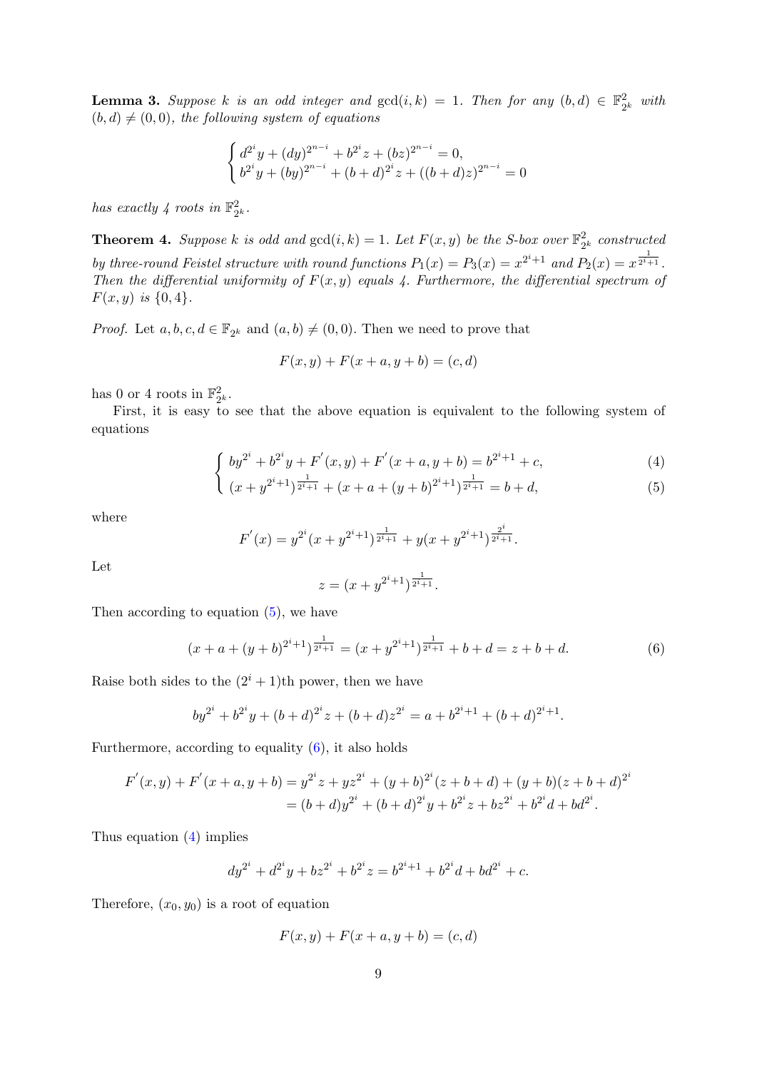**Lemma 3.** *Suppose $k$ is an odd integer and $\gcd(i,k)=1$. Then for any $(b,d)\in\mathbb{F}_{2^k}^2$ with $(b,d)\neq(0,0)$, the following system of equations*

$$
\begin{cases}
d^{2^i}y+(dy)^{2^{n-i}}+b^{2^i}z+(bz)^{2^{n-i}}=0,\\
b^{2^i}y+(by)^{2^{n-i}}+(b+d)^{2^i}z+((b+d)z)^{2^{n-i}}=0
\end{cases}
$$

*has exactly 4 roots in $\mathbb{F}_{2^k}^2$.*

**Theorem 4.** *Suppose $k$ is odd and $\gcd(i,k)=1$. Let $F(x,y)$ be the S-box over $\mathbb{F}_{2^k}^2$ constructed by three-round Feistel structure with round functions $P_1(x)=P_3(x)=x^{2^i+1}$ and $P_2(x)=x^{\frac{1}{2^i+1}}$. Then the differential uniformity of $F(x,y)$ equals 4. Furthermore, the differential spectrum of $F(x,y)$ is $\{0,4\}$.*

*Proof.* Let $a,b,c,d\in\mathbb{F}_{2^k}$ and $(a,b)\neq(0,0)$. Then we need to prove that

$$
F(x,y)+F(x+a,y+b)=(c,d)
$$

has 0 or 4 roots in $\mathbb{F}_{2^k}^2$.

First, it is easy to see that the above equation is equivalent to the following system of equations

$$
\begin{cases}
by^{2^i}+b^{2^i}y+F'(x,y)+F'(x+a,y+b)=b^{2^i+1}+c, & (4)\\
(x+y^{2^i+1})^{\frac{1}{2^i+1}}+(x+a+(y+b)^{2^i+1})^{\frac{1}{2^i+1}}=b+d, & (5)
\end{cases}
$$

where

$$
F'(x)=y^{2^i}(x+y^{2^i+1})^{\frac{1}{2^i+1}}+y(x+y^{2^i+1})^{\frac{2^i}{2^i+1}}.
$$

Let

$$
z=(x+y^{2^i+1})^{\frac{1}{2^i+1}}.
$$

Then according to equation (5), we have

$$
(x+a+(y+b)^{2^i+1})^{\frac{1}{2^i+1}}=(x+y^{2^i+1})^{\frac{1}{2^i+1}}+b+d=z+b+d. \tag{6}
$$

Raise both sides to the $(2^i+1)$th power, then we have

$$
by^{2^i}+b^{2^i}y+(b+d)^{2^i}z+(b+d)z^{2^i}=a+b^{2^i+1}+(b+d)^{2^i+1}.
$$

Furthermore, according to equality (6), it also holds

$$
\begin{aligned}
F'(x,y)+F'(x+a,y+b)&=y^{2^i}z+yz^{2^i}+(y+b)^{2^i}(z+b+d)+(y+b)(z+b+d)^{2^i}\\
&=(b+d)y^{2^i}+(b+d)^{2^i}y+b^{2^i}z+bz^{2^i}+b^{2^i}d+bd^{2^i}.
\end{aligned}
$$

Thus equation (4) implies

$$
dy^{2^i}+d^{2^i}y+bz^{2^i}+b^{2^i}z=b^{2^i+1}+b^{2^i}d+bd^{2^i}+c.
$$

Therefore, $(x_0,y_0)$ is a root of equation

$$
F(x,y)+F(x+a,y+b)=(c,d)
$$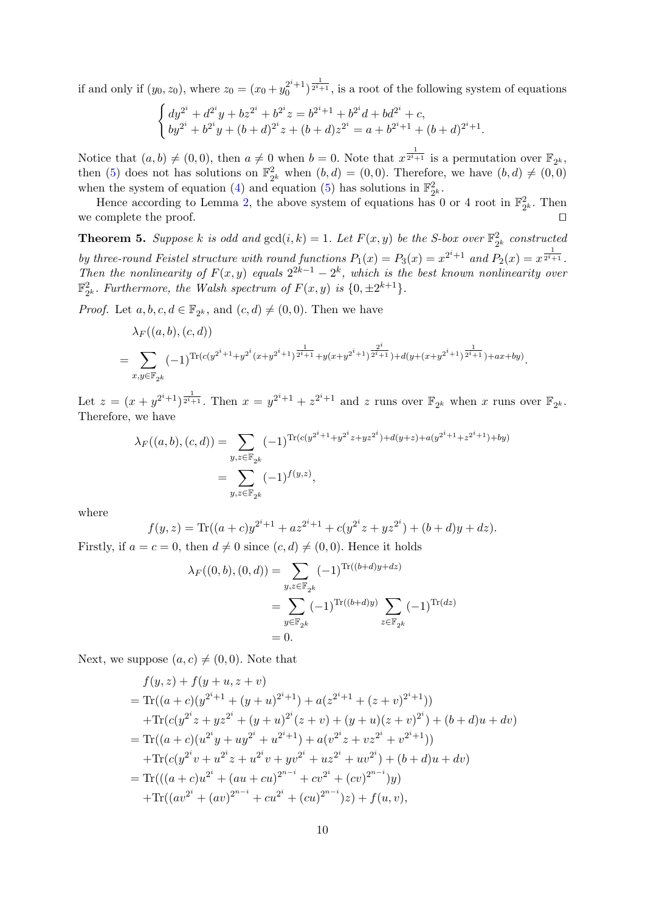if and only if $(y_0, z_0)$, where $z_0 = (x_0 + y_0^{2^i+1})^{\frac{1}{2^i+1}}$, is a root of the following system of equations

$$\begin{cases} dy^{2^i} + d^{2^i}y + bz^{2^i} + b^{2^i}z = b^{2^i+1} + b^{2^i}d + bd^{2^i} + c, \\ by^{2^i} + b^{2^i}y + (b+d)^{2^i}z + (b+d)z^{2^i} = a + b^{2^i+1} + (b+d)^{2^i+1}. \end{cases}$$

Notice that $(a, b) \neq (0, 0)$, then $a \neq 0$ when $b = 0$. Note that $x^{\frac{1}{2^i+1}}$ is a permutation over $\mathbb{F}_{2^k}$, then (5) does not has solutions on $\mathbb{F}_{2^k}^2$ when $(b, d) = (0, 0)$. Therefore, we have $(b, d) \neq (0, 0)$ when the system of equation (4) and equation (5) has solutions in $\mathbb{F}_{2^k}^2$.

Hence according to Lemma 2, the above system of equations has 0 or 4 root in $\mathbb{F}_{2^k}^2$. Then we complete the proof. $\square$

**Theorem 5.** *Suppose $k$ is odd and $\gcd(i, k) = 1$. Let $F(x, y)$ be the S-box over $\mathbb{F}_{2^k}^2$ constructed by three-round Feistel structure with round functions $P_1(x) = P_3(x) = x^{2^i+1}$ and $P_2(x) = x^{\frac{1}{2^i+1}}$. Then the nonlinearity of $F(x, y)$ equals $2^{2k-1} - 2^k$, which is the best known nonlinearity over $\mathbb{F}_{2^k}^2$. Furthermore, the Walsh spectrum of $F(x, y)$ is $\{0, \pm 2^{k+1}\}$.*

*Proof.* Let $a, b, c, d \in \mathbb{F}_{2^k}$, and $(c, d) \neq (0, 0)$. Then we have

$$\begin{aligned} &\lambda_F((a, b), (c, d)) \\ =& \sum_{x, y \in \mathbb{F}_{2^k}} (-1)^{\mathrm{Tr}(c(y^{2^i+1} + y^{2^i}(x+y^{2^i+1})^{\frac{1}{2^i+1}} + y(x+y^{2^i+1})^{\frac{2^i}{2^i+1}}) + d(y + (x+y^{2^i+1})^{\frac{1}{2^i+1}}) + ax + by)}. \end{aligned}$$

Let $z = (x + y^{2^i+1})^{\frac{1}{2^i+1}}$. Then $x = y^{2^i+1} + z^{2^i+1}$ and $z$ runs over $\mathbb{F}_{2^k}$ when $x$ runs over $\mathbb{F}_{2^k}$. Therefore, we have

$$\begin{aligned} \lambda_F((a, b), (c, d)) &= \sum_{y, z \in \mathbb{F}_{2^k}} (-1)^{\mathrm{Tr}(c(y^{2^i+1} + y^{2^i}z + yz^{2^i}) + d(y+z) + a(y^{2^i+1} + z^{2^i+1}) + by)} \\ &= \sum_{y, z \in \mathbb{F}_{2^k}} (-1)^{f(y, z)}, \end{aligned}$$

where

$$f(y, z) = \mathrm{Tr}((a+c)y^{2^i+1} + az^{2^i+1} + c(y^{2^i}z + yz^{2^i}) + (b+d)y + dz).$$

Firstly, if $a = c = 0$, then $d \neq 0$ since $(c, d) \neq (0, 0)$. Hence it holds

$$\begin{aligned} \lambda_F((0, b), (0, d)) &= \sum_{y, z \in \mathbb{F}_{2^k}} (-1)^{\mathrm{Tr}((b+d)y + dz)} \\ &= \sum_{y \in \mathbb{F}_{2^k}} (-1)^{\mathrm{Tr}((b+d)y)} \sum_{z \in \mathbb{F}_{2^k}} (-1)^{\mathrm{Tr}(dz)} \\ &= 0. \end{aligned}$$

Next, we suppose $(a, c) \neq (0, 0)$. Note that

$$\begin{aligned} &f(y, z) + f(y+u, z+v) \\ =& \mathrm{Tr}((a+c)(y^{2^i+1} + (y+u)^{2^i+1}) + a(z^{2^i+1} + (z+v)^{2^i+1})) \\ &+ \mathrm{Tr}(c(y^{2^i}z + yz^{2^i} + (y+u)^{2^i}(z+v) + (y+u)(z+v)^{2^i}) + (b+d)u + dv) \\ =& \mathrm{Tr}((a+c)(u^{2^i}y + uy^{2^i} + u^{2^i+1}) + a(v^{2^i}z + vz^{2^i} + v^{2^i+1})) \\ &+ \mathrm{Tr}(c(y^{2^i}v + u^{2^i}z + u^{2^i}v + yv^{2^i} + uz^{2^i} + uv^{2^i}) + (b+d)u + dv) \\ =& \mathrm{Tr}(((a+c)u^{2^i} + (au+cu)^{2^{n-i}} + cv^{2^i} + (cv)^{2^{n-i}})y) \\ &+ \mathrm{Tr}((av^{2^i} + (av)^{2^{n-i}} + cu^{2^i} + (cu)^{2^{n-i}})z) + f(u, v), \end{aligned}$$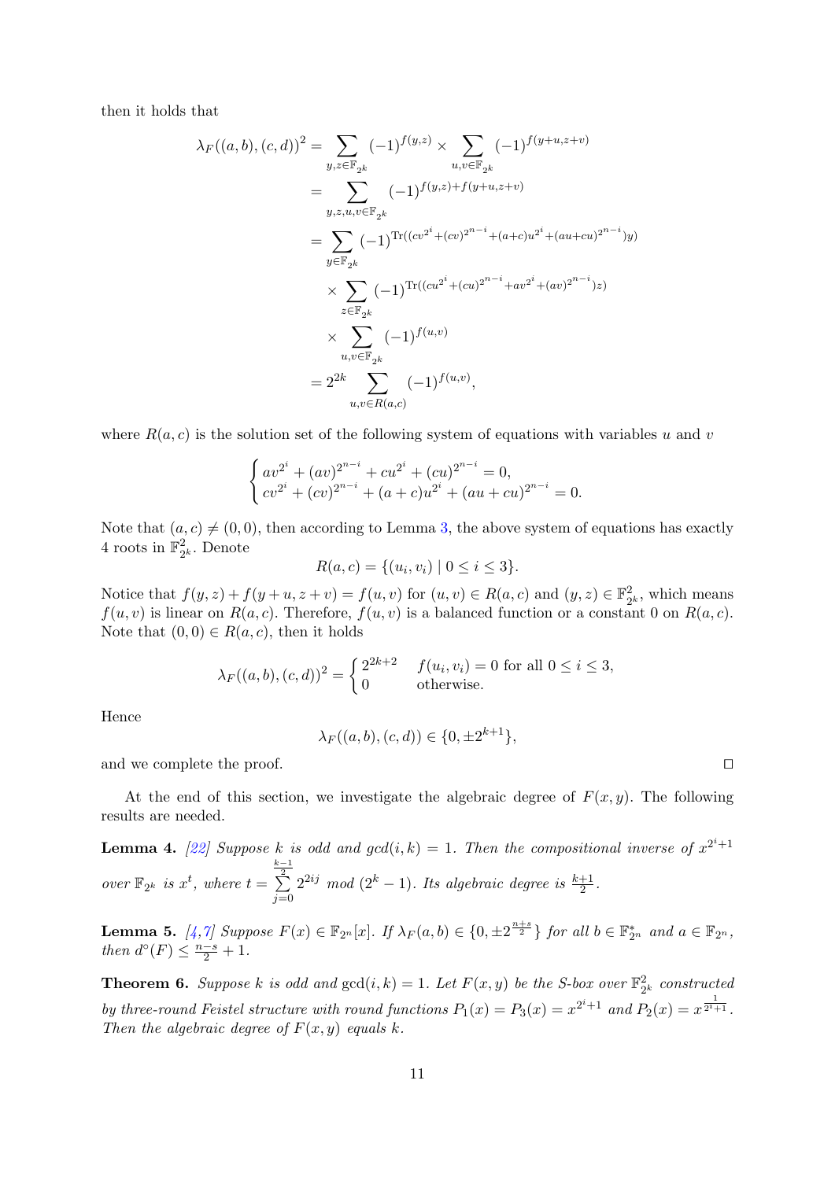then it holds that

$$
\begin{aligned}
\lambda_F((a,b),(c,d))^2 &= \sum_{y,z\in\mathbb{F}_{2^k}} (-1)^{f(y,z)} \times \sum_{u,v\in\mathbb{F}_{2^k}} (-1)^{f(y+u,z+v)} \\
&= \sum_{y,z,u,v\in\mathbb{F}_{2^k}} (-1)^{f(y,z)+f(y+u,z+v)} \\
&= \sum_{y\in\mathbb{F}_{2^k}} (-1)^{\mathrm{Tr}((cv^{2^i}+(cv)^{2^{n-i}}+(a+c)u^{2^i}+(au+cu)^{2^{n-i}})y)} \\
&\quad \times \sum_{z\in\mathbb{F}_{2^k}} (-1)^{\mathrm{Tr}((cu^{2^i}+(cu)^{2^{n-i}}+av^{2^i}+(av)^{2^{n-i}})z)} \\
&\quad \times \sum_{u,v\in\mathbb{F}_{2^k}} (-1)^{f(u,v)} \\
&= 2^{2k} \sum_{u,v\in R(a,c)} (-1)^{f(u,v)},
\end{aligned}
$$

where $R(a,c)$ is the solution set of the following system of equations with variables $u$ and $v$

$$
\begin{cases}
av^{2^i}+(av)^{2^{n-i}}+cu^{2^i}+(cu)^{2^{n-i}}=0, \\
cv^{2^i}+(cv)^{2^{n-i}}+(a+c)u^{2^i}+(au+cu)^{2^{n-i}}=0.
\end{cases}
$$

Note that $(a,c)\neq(0,0)$, then according to Lemma 3, the above system of equations has exactly 4 roots in $\mathbb{F}_{2^k}^2$. Denote

$$
R(a,c)=\{(u_i,v_i)\mid 0\le i\le 3\}.
$$

Notice that $f(y,z)+f(y+u,z+v)=f(u,v)$ for $(u,v)\in R(a,c)$ and $(y,z)\in\mathbb{F}_{2^k}^2$, which means $f(u,v)$ is linear on $R(a,c)$. Therefore, $f(u,v)$ is a balanced function or a constant 0 on $R(a,c)$. Note that $(0,0)\in R(a,c)$, then it holds

$$
\lambda_F((a,b),(c,d))^2=\begin{cases} 2^{2k+2} & f(u_i,v_i)=0 \text{ for all } 0\le i\le 3, \\ 0 & \text{otherwise.}\end{cases}
$$

Hence

$$
\lambda_F((a,b),(c,d))\in\{0,\pm 2^{k+1}\},
$$

and we complete the proof. □

At the end of this section, we investigate the algebraic degree of $F(x,y)$. The following results are needed.

**Lemma 4.** *[22] Suppose $k$ is odd and $gcd(i,k)=1$. Then the compositional inverse of $x^{2^i+1}$ over $\mathbb{F}_{2^k}$ is $x^t$, where $t=\sum_{j=0}^{\frac{k-1}{2}} 2^{2ij} \bmod (2^k-1)$. Its algebraic degree is $\frac{k+1}{2}$.*

**Lemma 5.** *[4,7] Suppose $F(x)\in\mathbb{F}_{2^n}[x]$. If $\lambda_F(a,b)\in\{0,\pm 2^{\frac{n+s}{2}}\}$ for all $b\in\mathbb{F}_{2^n}^*$ and $a\in\mathbb{F}_{2^n}$, then $d^\circ(F)\le\frac{n-s}{2}+1$.*

**Theorem 6.** *Suppose $k$ is odd and $\gcd(i,k)=1$. Let $F(x,y)$ be the S-box over $\mathbb{F}_{2^k}^2$ constructed by three-round Feistel structure with round functions $P_1(x)=P_3(x)=x^{2^i+1}$ and $P_2(x)=x^{\frac{1}{2^i+1}}$. Then the algebraic degree of $F(x,y)$ equals $k$.*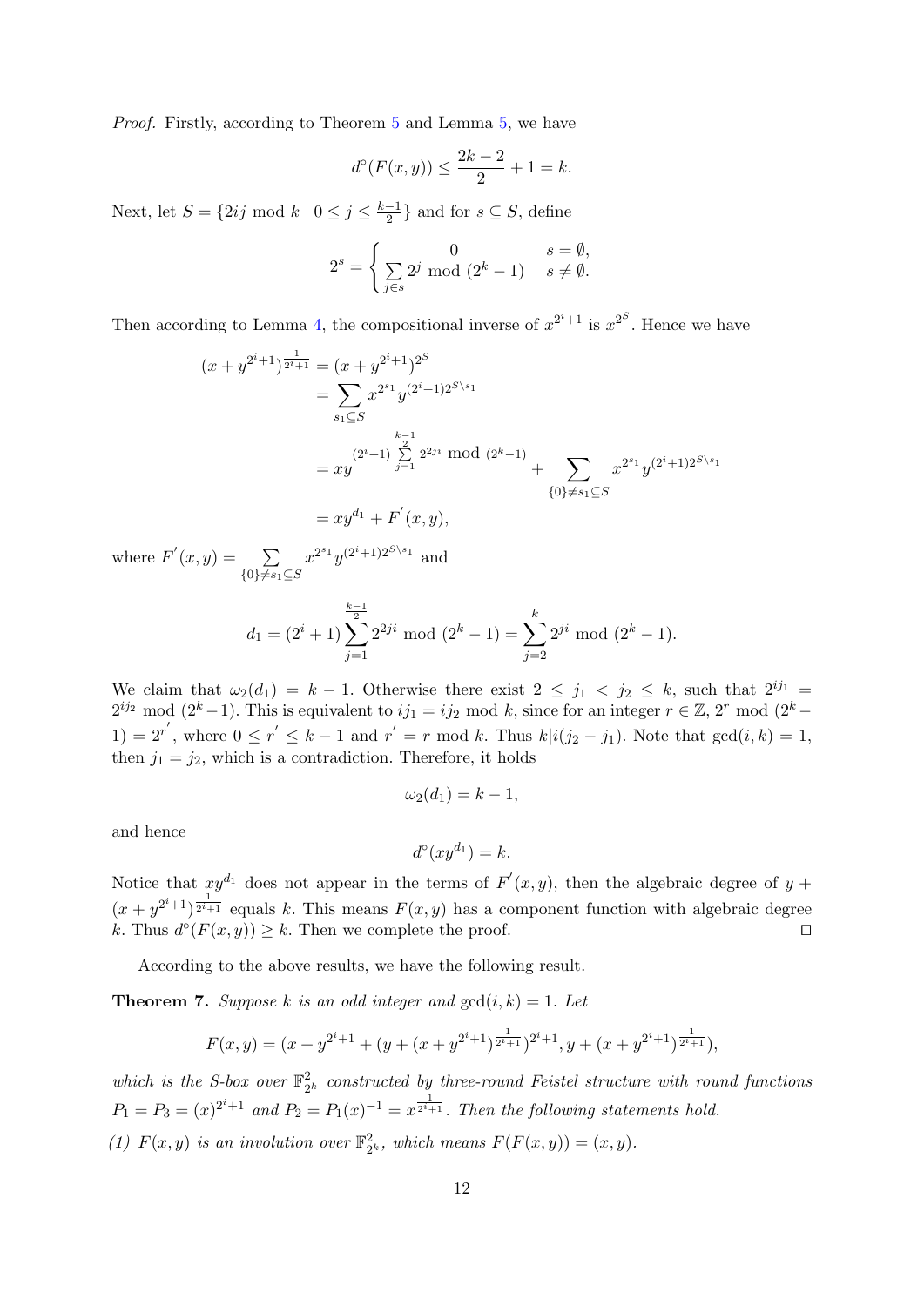*Proof.* Firstly, according to Theorem 5 and Lemma 5, we have

$$d^\circ(F(x,y)) \le \frac{2k-2}{2} + 1 = k.$$

Next, let $S = \{2ij \bmod k \mid 0 \le j \le \frac{k-1}{2}\}$ and for $s \subseteq S$, define

$$2^s = \begin{cases} 0 & s = \emptyset, \\ \sum\limits_{j \in s} 2^j \bmod (2^k - 1) & s \neq \emptyset. \end{cases}$$

Then according to Lemma 4, the compositional inverse of $x^{2^i+1}$ is $x^{2^S}$. Hence we have

$$\begin{aligned}
(x + y^{2^i+1})^{\frac{1}{2^i+1}} &= (x + y^{2^i+1})^{2^S} \\
&= \sum_{s_1 \subseteq S} x^{2^{s_1}} y^{(2^i+1)2^{S \setminus s_1}} \\
&= xy^{(2^i+1)\sum\limits_{j=1}^{\frac{k-1}{2}} 2^{2ji} \bmod (2^k-1)} + \sum_{\{0\} \neq s_1 \subseteq S} x^{2^{s_1}} y^{(2^i+1)2^{S \setminus s_1}} \\
&= xy^{d_1} + F'(x,y),
\end{aligned}$$

where $F'(x,y) = \sum\limits_{\{0\} \neq s_1 \subseteq S} x^{2^{s_1}} y^{(2^i+1)2^{S \setminus s_1}}$ and

$$d_1 = (2^i + 1)\sum_{j=1}^{\frac{k-1}{2}} 2^{2ji} \bmod (2^k - 1) = \sum_{j=2}^{k} 2^{ji} \bmod (2^k - 1).$$

We claim that $\omega_2(d_1) = k - 1$. Otherwise there exist $2 \le j_1 < j_2 \le k$, such that $2^{ij_1} = 2^{ij_2} \bmod (2^k - 1)$. This is equivalent to $ij_1 = ij_2 \bmod k$, since for an integer $r \in \mathbb{Z}$, $2^r \bmod (2^k - 1) = 2^{r'}$, where $0 \le r' \le k-1$ and $r' = r \bmod k$. Thus $k | i(j_2 - j_1)$. Note that $\gcd(i,k) = 1$, then $j_1 = j_2$, which is a contradiction. Therefore, it holds

$$\omega_2(d_1) = k - 1,$$

and hence

$$d^\circ(xy^{d_1}) = k.$$

Notice that $xy^{d_1}$ does not appear in the terms of $F'(x,y)$, then the algebraic degree of $y + (x + y^{2^i+1})^{\frac{1}{2^i+1}}$ equals $k$. This means $F(x,y)$ has a component function with algebraic degree $k$. Thus $d^\circ(F(x,y)) \ge k$. Then we complete the proof. $\square$

According to the above results, we have the following result.

**Theorem 7.** *Suppose $k$ is an odd integer and $\gcd(i,k) = 1$. Let*

$$F(x,y) = (x + y^{2^i+1} + (y + (x + y^{2^i+1})^{\frac{1}{2^i+1}})^{2^i+1}, y + (x + y^{2^i+1})^{\frac{1}{2^i+1}}),$$

*which is the S-box over $\mathbb{F}_{2^k}^2$ constructed by three-round Feistel structure with round functions $P_1 = P_3 = (x)^{2^i+1}$ and $P_2 = P_1(x)^{-1} = x^{\frac{1}{2^i+1}}$. Then the following statements hold.*

*(1) $F(x,y)$ is an involution over $\mathbb{F}_{2^k}^2$, which means $F(F(x,y)) = (x,y)$.*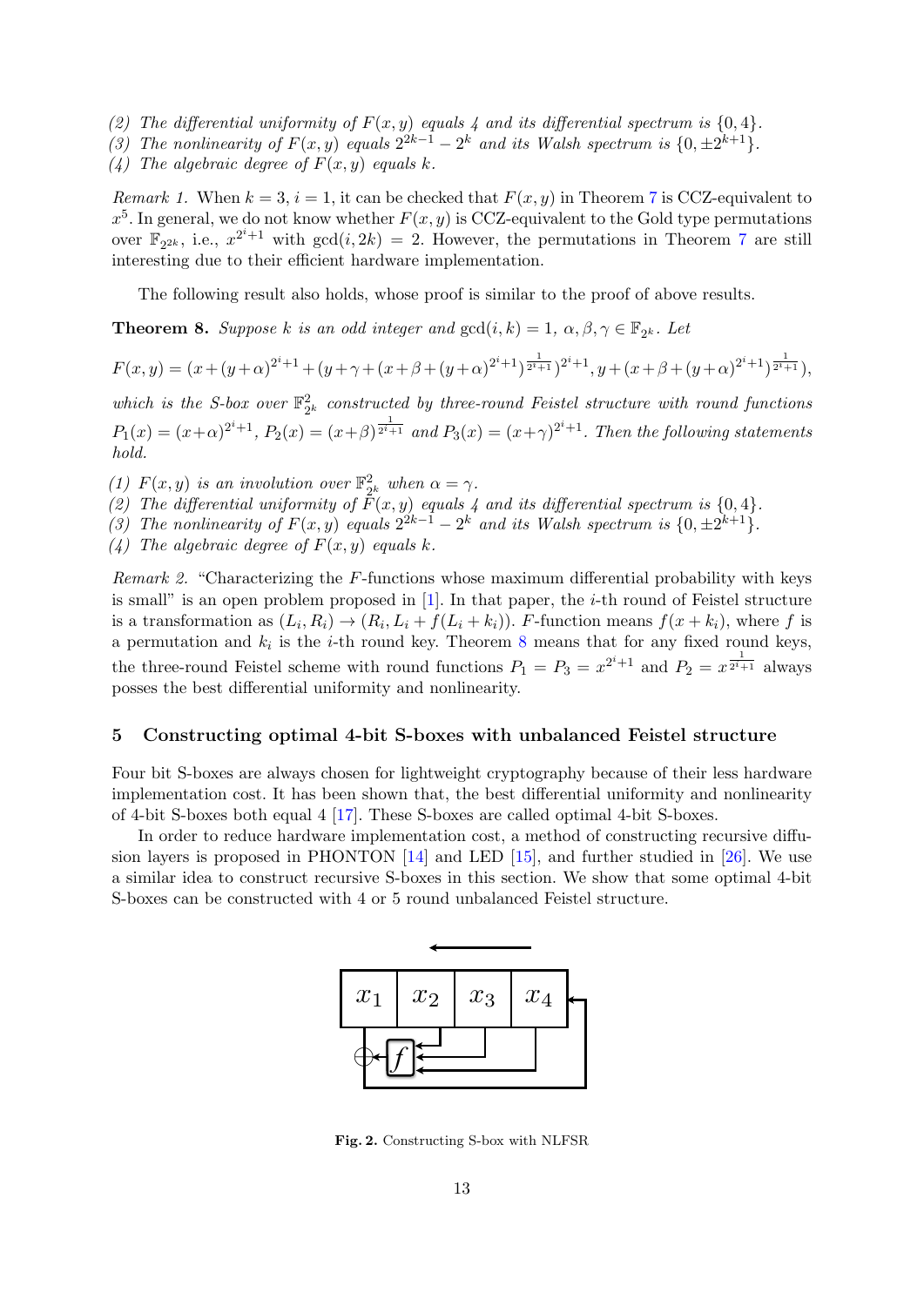(2) *The differential uniformity of $F(x, y)$ equals 4 and its differential spectrum is $\{0, 4\}$.*
(3) *The nonlinearity of $F(x, y)$ equals $2^{2k-1} - 2^k$ and its Walsh spectrum is $\{0, \pm 2^{k+1}\}$.*
(4) *The algebraic degree of $F(x, y)$ equals $k$.*

*Remark 1.* When $k = 3, i = 1$, it can be checked that $F(x, y)$ in Theorem 7 is CCZ-equivalent to $x^5$. In general, we do not know whether $F(x, y)$ is CCZ-equivalent to the Gold type permutations over $\mathbb{F}_{2^{2k}}$, i.e., $x^{2^i+1}$ with $\gcd(i, 2k) = 2$. However, the permutations in Theorem 7 are still interesting due to their efficient hardware implementation.

The following result also holds, whose proof is similar to the proof of above results.

**Theorem 8.** *Suppose $k$ is an odd integer and $\gcd(i, k) = 1$, $\alpha, \beta, \gamma \in \mathbb{F}_{2^k}$. Let*

$$F(x, y) = (x + (y+\alpha)^{2^i+1} + (y + \gamma + (x + \beta + (y+\alpha)^{2^i+1})^{\frac{1}{2^i+1}})^{2^i+1}, y + (x + \beta + (y+\alpha)^{2^i+1})^{\frac{1}{2^i+1}}),$$

*which is the S-box over $\mathbb{F}_{2^k}^2$ constructed by three-round Feistel structure with round functions $P_1(x) = (x+\alpha)^{2^i+1}$, $P_2(x) = (x+\beta)^{\frac{1}{2^i+1}}$ and $P_3(x) = (x+\gamma)^{2^i+1}$. Then the following statements hold.*

(1) *$F(x, y)$ is an involution over $\mathbb{F}_{2^k}^2$ when $\alpha = \gamma$.*
(2) *The differential uniformity of $F(x, y)$ equals 4 and its differential spectrum is $\{0, 4\}$.*
(3) *The nonlinearity of $F(x, y)$ equals $2^{2k-1} - 2^k$ and its Walsh spectrum is $\{0, \pm 2^{k+1}\}$.*
(4) *The algebraic degree of $F(x, y)$ equals $k$.*

*Remark 2.* "Characterizing the $F$-functions whose maximum differential probability with keys is small" is an open problem proposed in [1]. In that paper, the $i$-th round of Feistel structure is a transformation as $(L_i, R_i) \to (R_i, L_i + f(L_i + k_i))$. $F$-function means $f(x + k_i)$, where $f$ is a permutation and $k_i$ is the $i$-th round key. Theorem 8 means that for any fixed round keys, the three-round Feistel scheme with round functions $P_1 = P_3 = x^{2^i+1}$ and $P_2 = x^{\frac{1}{2^i+1}}$ always posses the best differential uniformity and nonlinearity.

## 5 Constructing optimal 4-bit S-boxes with unbalanced Feistel structure

Four bit S-boxes are always chosen for lightweight cryptography because of their less hardware implementation cost. It has been shown that, the best differential uniformity and nonlinearity of 4-bit S-boxes both equal 4 [17]. These S-boxes are called optimal 4-bit S-boxes.

In order to reduce hardware implementation cost, a method of constructing recursive diffusion layers is proposed in PHONTON [14] and LED [15], and further studied in [26]. We use a similar idea to construct recursive S-boxes in this section. We show that some optimal 4-bit S-boxes can be constructed with 4 or 5 round unbalanced Feistel structure.

$x_1$
$x_2$
$x_3$
$x_4$
$f$

**Fig. 2.** Constructing S-box with NLFSR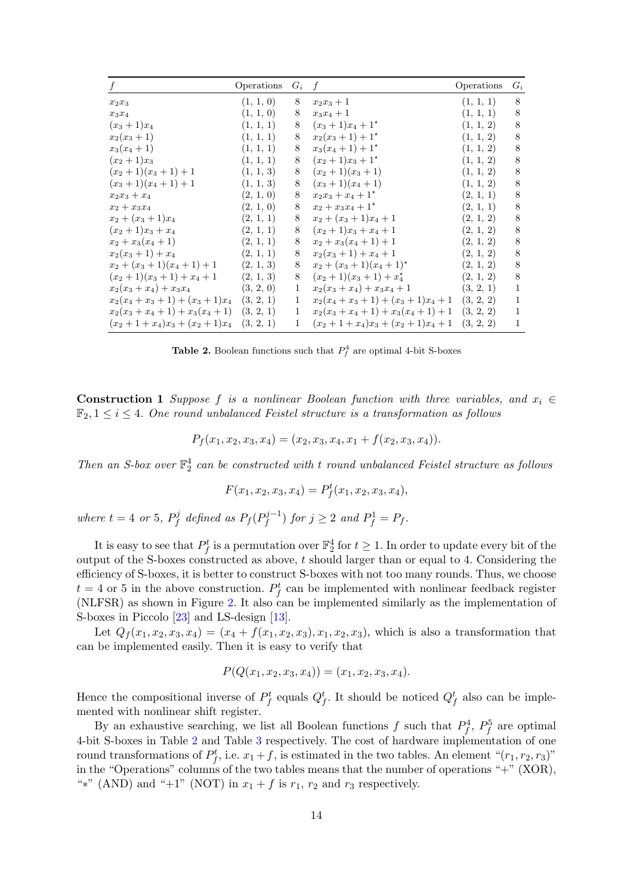| $f$ | Operations | $G_i$ | $f$ | Operations | $G_i$ |
|---|---|---|---|---|---|
| $x_2x_3$ | (1, 1, 0) | 8 | $x_2x_3+1$ | (1, 1, 1) | 8 |
| $x_3x_4$ | (1, 1, 0) | 8 | $x_3x_4+1$ | (1, 1, 1) | 8 |
| $(x_3+1)x_4$ | (1, 1, 1) | 8 | $(x_3+1)x_4+1^{\star}$ | (1, 1, 2) | 8 |
| $x_2(x_3+1)$ | (1, 1, 1) | 8 | $x_2(x_3+1)+1^{\star}$ | (1, 1, 2) | 8 |
| $x_3(x_4+1)$ | (1, 1, 1) | 8 | $x_3(x_4+1)+1^{\star}$ | (1, 1, 2) | 8 |
| $(x_2+1)x_3$ | (1, 1, 1) | 8 | $(x_2+1)x_3+1^{\star}$ | (1, 1, 2) | 8 |
| $(x_2+1)(x_3+1)+1$ | (1, 1, 3) | 8 | $(x_2+1)(x_3+1)$ | (1, 1, 2) | 8 |
| $(x_3+1)(x_4+1)+1$ | (1, 1, 3) | 8 | $(x_3+1)(x_4+1)$ | (1, 1, 2) | 8 |
| $x_2x_3+x_4$ | (2, 1, 0) | 8 | $x_2x_3+x_4+1^{\star}$ | (2, 1, 1) | 8 |
| $x_2+x_3x_4$ | (2, 1, 0) | 8 | $x_2+x_3x_4+1^{\star}$ | (2, 1, 1) | 8 |
| $x_2+(x_3+1)x_4$ | (2, 1, 1) | 8 | $x_2+(x_3+1)x_4+1$ | (2, 1, 2) | 8 |
| $(x_2+1)x_3+x_4$ | (2, 1, 1) | 8 | $(x_2+1)x_3+x_4+1$ | (2, 1, 2) | 8 |
| $x_2+x_3(x_4+1)$ | (2, 1, 1) | 8 | $x_2+x_3(x_4+1)+1$ | (2, 1, 2) | 8 |
| $x_2(x_3+1)+x_4$ | (2, 1, 1) | 8 | $x_2(x_3+1)+x_4+1$ | (2, 1, 2) | 8 |
| $x_2+(x_3+1)(x_4+1)+1$ | (2, 1, 3) | 8 | $x_2+(x_3+1)(x_4+1)^{\star}$ | (2, 1, 2) | 8 |
| $(x_2+1)(x_3+1)+x_4+1$ | (2, 1, 3) | 8 | $(x_2+1)(x_3+1)+x_4^{\star}$ | (2, 1, 2) | 8 |
| $x_2(x_3+x_4)+x_3x_4$ | (3, 2, 0) | 1 | $x_2(x_3+x_4)+x_3x_4+1$ | (3, 2, 1) | 1 |
| $x_2(x_4+x_3+1)+(x_3+1)x_4$ | (3, 2, 1) | 1 | $x_2(x_4+x_3+1)+(x_3+1)x_4+1$ | (3, 2, 2) | 1 |
| $x_2(x_3+x_4+1)+x_3(x_4+1)$ | (3, 2, 1) | 1 | $x_2(x_3+x_4+1)+x_3(x_4+1)+1$ | (3, 2, 2) | 1 |
| $(x_2+1+x_4)x_3+(x_2+1)x_4$ | (3, 2, 1) | 1 | $(x_2+1+x_4)x_3+(x_2+1)x_4+1$ | (3, 2, 2) | 1 |

**Table 2.** Boolean functions such that $P_f^4$ are optimal 4-bit S-boxes

**Construction 1** *Suppose $f$ is a nonlinear Boolean function with three variables, and $x_i \in \mathbb{F}_2, 1 \leq i \leq 4$. One round unbalanced Feistel structure is a transformation as follows*

$$P_f(x_1, x_2, x_3, x_4) = (x_2, x_3, x_4, x_1 + f(x_2, x_3, x_4)).$$

*Then an S-box over $\mathbb{F}_2^4$ can be constructed with $t$ round unbalanced Feistel structure as follows*

$$F(x_1, x_2, x_3, x_4) = P_f^t(x_1, x_2, x_3, x_4),$$

*where $t = 4$ or 5, $P_f^j$ defined as $P_f(P_f^{j-1})$ for $j \geq 2$ and $P_f^1 = P_f$.*

It is easy to see that $P_f^t$ is a permutation over $\mathbb{F}_2^4$ for $t \geq 1$. In order to update every bit of the output of the S-boxes constructed as above, $t$ should larger than or equal to 4. Considering the efficiency of S-boxes, it is better to construct S-boxes with not too many rounds. Thus, we choose $t = 4$ or 5 in the above construction. $P_f^t$ can be implemented with nonlinear feedback register (NLFSR) as shown in Figure 2. It also can be implemented similarly as the implementation of S-boxes in Piccolo [23] and LS-design [13].

Let $Q_f(x_1, x_2, x_3, x_4) = (x_4 + f(x_1, x_2, x_3), x_1, x_2, x_3)$, which is also a transformation that can be implemented easily. Then it is easy to verify that

$$P(Q(x_1, x_2, x_3, x_4)) = (x_1, x_2, x_3, x_4).$$

Hence the compositional inverse of $P_f^t$ equals $Q_f^t$. It should be noticed $Q_f^t$ also can be implemented with nonlinear shift register.

By an exhaustive searching, we list all Boolean functions $f$ such that $P_f^4$, $P_f^5$ are optimal 4-bit S-boxes in Table 2 and Table 3 respectively. The cost of hardware implementation of one round transformations of $P_f^t$, i.e. $x_1 + f$, is estimated in the two tables. An element "$(r_1, r_2, r_3)$" in the "Operations" columns of the two tables means that the number of operations "+" (XOR), "*" (AND) and "+1" (NOT) in $x_1 + f$ is $r_1$, $r_2$ and $r_3$ respectively.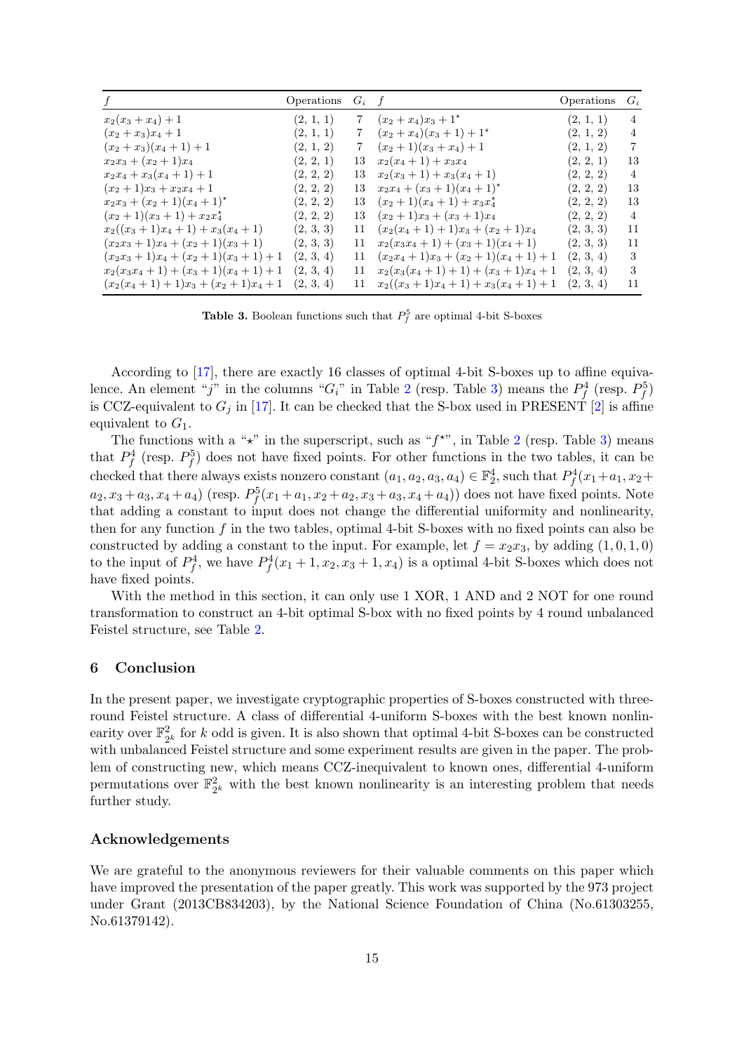| $f$ | Operations | $G_i$ | $f$ | Operations | $G_i$ |
| --- | --- | --- | --- | --- | --- |
| $x_2(x_3+x_4)+1$ | (2, 1, 1) | 7 | $(x_2+x_4)x_3+1^\star$ | (2, 1, 1) | 4 |
| $(x_2+x_3)x_4+1$ | (2, 1, 1) | 7 | $(x_2+x_4)(x_3+1)+1^\star$ | (2, 1, 2) | 4 |
| $(x_2+x_3)(x_4+1)+1$ | (2, 1, 2) | 7 | $(x_2+1)(x_3+x_4)+1$ | (2, 1, 2) | 7 |
| $x_2x_3+(x_2+1)x_4$ | (2, 2, 1) | 13 | $x_2(x_4+1)+x_3x_4$ | (2, 2, 1) | 13 |
| $x_2x_4+x_3(x_4+1)+1$ | (2, 2, 2) | 13 | $x_2(x_3+1)+x_3(x_4+1)$ | (2, 2, 2) | 4 |
| $(x_2+1)x_3+x_2x_4+1$ | (2, 2, 2) | 13 | $x_2x_4+(x_3+1)(x_4+1)^\star$ | (2, 2, 2) | 13 |
| $x_2x_3+(x_2+1)(x_4+1)^\star$ | (2, 2, 2) | 13 | $(x_2+1)(x_4+1)+x_3x_4^\star$ | (2, 2, 2) | 13 |
| $(x_2+1)(x_3+1)+x_2x_4^\star$ | (2, 2, 2) | 13 | $(x_2+1)x_3+(x_3+1)x_4$ | (2, 2, 2) | 4 |
| $x_2((x_3+1)x_4+1)+x_3(x_4+1)$ | (2, 3, 3) | 11 | $(x_2(x_4+1)+1)x_3+(x_2+1)x_4$ | (2, 3, 3) | 11 |
| $(x_2x_3+1)x_4+(x_2+1)(x_3+1)$ | (2, 3, 3) | 11 | $x_2(x_3x_4+1)+(x_3+1)(x_4+1)$ | (2, 3, 3) | 11 |
| $(x_2x_3+1)x_4+(x_2+1)(x_3+1)+1$ | (2, 3, 4) | 11 | $(x_2x_4+1)x_3+(x_2+1)(x_4+1)+1$ | (2, 3, 4) | 3 |
| $x_2(x_3x_4+1)+(x_3+1)(x_4+1)+1$ | (2, 3, 4) | 11 | $x_2(x_3(x_4+1)+1)+(x_3+1)x_4+1$ | (2, 3, 4) | 3 |
| $(x_2(x_4+1)+1)x_3+(x_2+1)x_4+1$ | (2, 3, 4) | 11 | $x_2((x_3+1)x_4+1)+x_3(x_4+1)+1$ | (2, 3, 4) | 11 |

**Table 3.** Boolean functions such that $P_f^5$ are optimal 4-bit S-boxes

According to [17], there are exactly 16 classes of optimal 4-bit S-boxes up to affine equivalence. An element "$j$" in the columns "$G_i$" in Table 2 (resp. Table 3) means the $P_f^4$ (resp. $P_f^5$) is CCZ-equivalent to $G_j$ in [17]. It can be checked that the S-box used in PRESENT [2] is affine equivalent to $G_1$.

The functions with a "$\star$" in the superscript, such as "$f^\star$", in Table 2 (resp. Table 3) means that $P_f^4$ (resp. $P_f^5$) does not have fixed points. For other functions in the two tables, it can be checked that there always exists nonzero constant $(a_1, a_2, a_3, a_4) \in \mathbb{F}_2^4$, such that $P_f^4(x_1+a_1, x_2+a_2, x_3+a_3, x_4+a_4)$ (resp. $P_f^5(x_1+a_1, x_2+a_2, x_3+a_3, x_4+a_4)$) does not have fixed points. Note that adding a constant to input does not change the differential uniformity and nonlinearity, then for any function $f$ in the two tables, optimal 4-bit S-boxes with no fixed points can also be constructed by adding a constant to the input. For example, let $f = x_2x_3$, by adding $(1, 0, 1, 0)$ to the input of $P_f^4$, we have $P_f^4(x_1+1, x_2, x_3+1, x_4)$ is a optimal 4-bit S-boxes which does not have fixed points.

With the method in this section, it can only use 1 XOR, 1 AND and 2 NOT for one round transformation to construct an 4-bit optimal S-box with no fixed points by 4 round unbalanced Feistel structure, see Table 2.

## 6 Conclusion

In the present paper, we investigate cryptographic properties of S-boxes constructed with three-round Feistel structure. A class of differential 4-uniform S-boxes with the best known nonlinearity over $\mathbb{F}_{2^k}^2$ for $k$ odd is given. It is also shown that optimal 4-bit S-boxes can be constructed with unbalanced Feistel structure and some experiment results are given in the paper. The problem of constructing new, which means CCZ-inequivalent to known ones, differential 4-uniform permutations over $\mathbb{F}_{2^k}^2$ with the best known nonlinearity is an interesting problem that needs further study.

## Acknowledgements

We are grateful to the anonymous reviewers for their valuable comments on this paper which have improved the presentation of the paper greatly. This work was supported by the 973 project under Grant (2013CB834203), by the National Science Foundation of China (No.61303255, No.61379142).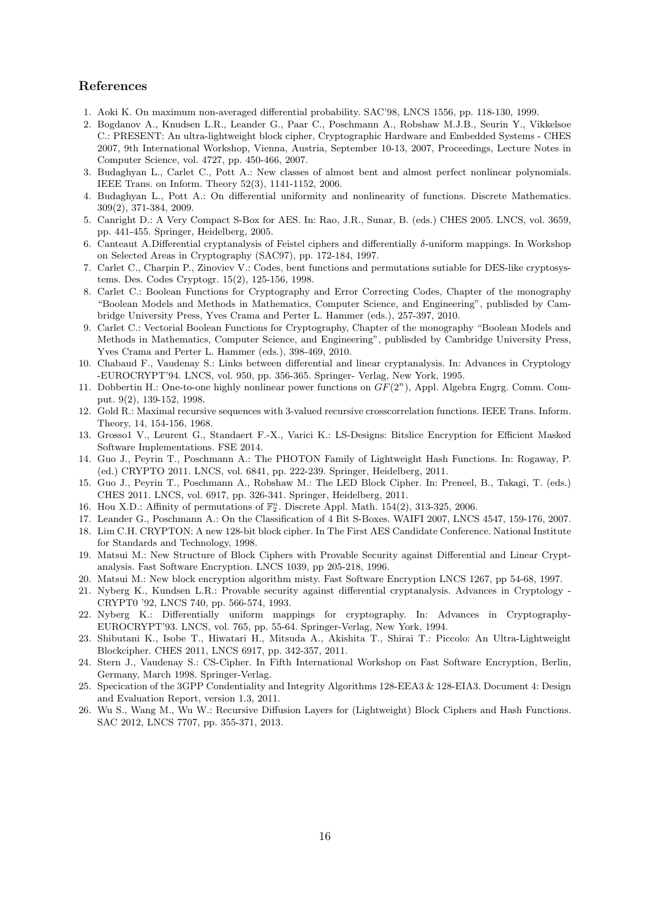## References

1. Aoki K. On maximum non-averaged differential probability. SAC'98, LNCS 1556, pp. 118-130, 1999.
2. Bogdanov A., Knudsen L.R., Leander G., Paar C., Poschmann A., Robshaw M.J.B., Seurin Y., Vikkelsoe C.: PRESENT: An ultra-lightweight block cipher, Cryptographic Hardware and Embedded Systems - CHES 2007, 9th International Workshop, Vienna, Austria, September 10-13, 2007, Proceedings, Lecture Notes in Computer Science, vol. 4727, pp. 450-466, 2007.
3. Budaghyan L., Carlet C., Pott A.: New classes of almost bent and almost perfect nonlinear polynomials. IEEE Trans. on Inform. Theory 52(3), 1141-1152, 2006.
4. Budaghyan L., Pott A.: On differential uniformity and nonlinearity of functions. Discrete Mathematics. 309(2), 371-384, 2009.
5. Canright D.: A Very Compact S-Box for AES. In: Rao, J.R., Sunar, B. (eds.) CHES 2005. LNCS, vol. 3659, pp. 441-455. Springer, Heidelberg, 2005.
6. Canteaut A.Differential cryptanalysis of Feistel ciphers and differentially $\delta$-uniform mappings. In Workshop on Selected Areas in Cryptography (SAC97), pp. 172-184, 1997.
7. Carlet C., Charpin P., Zinoviev V.: Codes, bent functions and permutations sutiable for DES-like cryptosystems. Des. Codes Cryptogr. 15(2), 125-156, 1998.
8. Carlet C.: Boolean Functions for Cryptography and Error Correcting Codes, Chapter of the monography "Boolean Models and Methods in Mathematics, Computer Science, and Engineering", publisded by Cambridge University Press, Yves Crama and Perter L. Hammer (eds.), 257-397, 2010.
9. Carlet C.: Vectorial Boolean Functions for Cryptography, Chapter of the monography "Boolean Models and Methods in Mathematics, Computer Science, and Engineering", publisded by Cambridge University Press, Yves Crama and Perter L. Hammer (eds.), 398-469, 2010.
10. Chabaud F., Vaudenay S.: Links between differential and linear cryptanalysis. In: Advances in Cryptology -EUROCRYPT'94. LNCS, vol. 950, pp. 356-365. Springer- Verlag, New York, 1995.
11. Dobbertin H.: One-to-one highly nonlinear power functions on $GF(2^n)$, Appl. Algebra Engrg. Comm. Comput. 9(2), 139-152, 1998.
12. Gold R.: Maximal recursive sequences with 3-valued recursive crosscorrelation functions. IEEE Trans. Inform. Theory, 14, 154-156, 1968.
13. Grosso1 V., Leurent G., Standaert F.-X., Varici K.: LS-Designs: Bitslice Encryption for Efficient Masked Software Implementations. FSE 2014.
14. Guo J., Peyrin T., Poschmann A.: The PHOTON Family of Lightweight Hash Functions. In: Rogaway, P. (ed.) CRYPTO 2011. LNCS, vol. 6841, pp. 222-239. Springer, Heidelberg, 2011.
15. Guo J., Peyrin T., Poschmann A., Robshaw M.: The LED Block Cipher. In: Preneel, B., Takagi, T. (eds.) CHES 2011. LNCS, vol. 6917, pp. 326-341. Springer, Heidelberg, 2011.
16. Hou X.D.: Affinity of permutations of $\mathbb{F}_2^n$. Discrete Appl. Math. 154(2), 313-325, 2006.
17. Leander G., Poschmann A.: On the Classification of 4 Bit S-Boxes. WAIFI 2007, LNCS 4547, 159-176, 2007.
18. Lim C.H. CRYPTON: A new 128-bit block cipher. In The First AES Candidate Conference. National Institute for Standards and Technology, 1998.
19. Matsui M.: New Structure of Block Ciphers with Provable Security against Differential and Linear Cryptanalysis. Fast Software Encryption. LNCS 1039, pp 205-218, 1996.
20. Matsui M.: New block encryption algorithm misty. Fast Software Encryption LNCS 1267, pp 54-68, 1997.
21. Nyberg K., Kundsen L.R.: Provable security against differential cryptanalysis. Advances in Cryptology - CRYPT0 '92, LNCS 740, pp. 566-574, 1993.
22. Nyberg K.: Differentially uniform mappings for cryptography. In: Advances in Cryptography-EUROCRYPT'93. LNCS, vol. 765, pp. 55-64. Springer-Verlag, New York, 1994.
23. Shibutani K., Isobe T., Hiwatari H., Mitsuda A., Akishita T., Shirai T.: Piccolo: An Ultra-Lightweight Blockcipher. CHES 2011, LNCS 6917, pp. 342-357, 2011.
24. Stern J., Vaudenay S.: CS-Cipher. In Fifth International Workshop on Fast Software Encryption, Berlin, Germany, March 1998. Springer-Verlag.
25. Specication of the 3GPP Condentiality and Integrity Algorithms 128-EEA3 & 128-EIA3. Document 4: Design and Evaluation Report, version 1.3, 2011.
26. Wu S., Wang M., Wu W.: Recursive Diffusion Layers for (Lightweight) Block Ciphers and Hash Functions. SAC 2012, LNCS 7707, pp. 355-371, 2013.